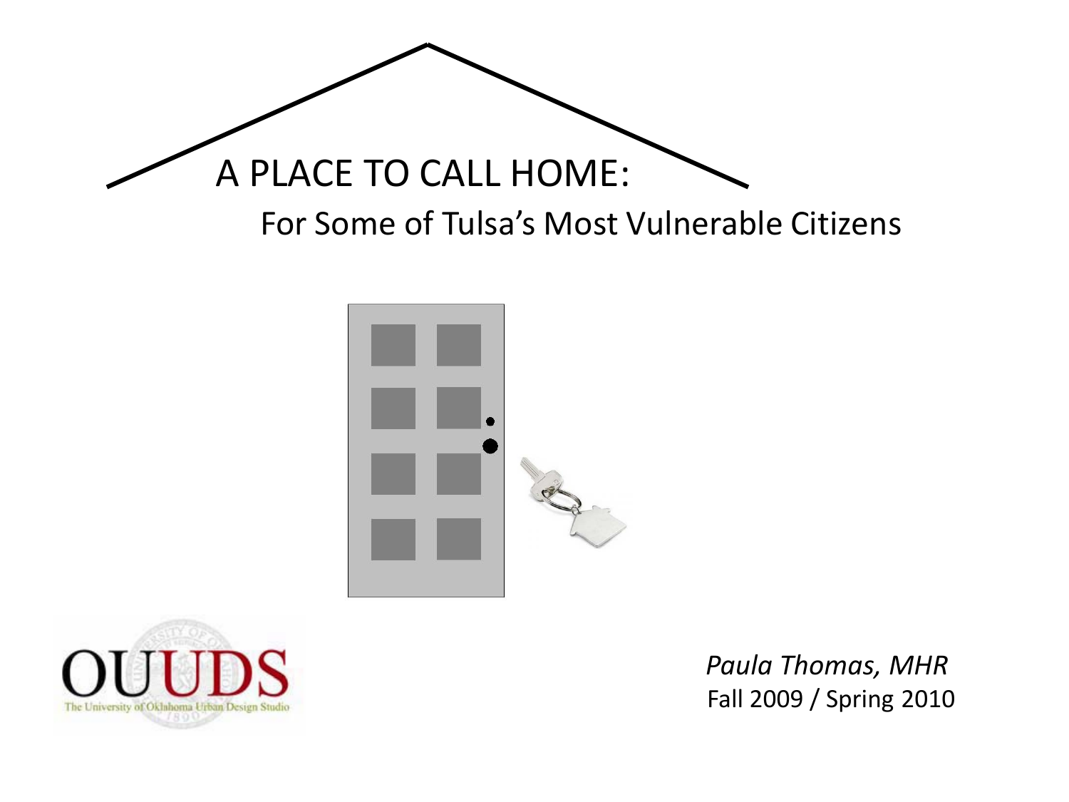# A PLACE TO CALL HOME:

## For Some of Tulsa's Most Vulnerable Citizens

OUUDS

The University of Oklahoma Urban Design Studio

*Paula Thomas, MHR*

Fall 2009 / Spring 2010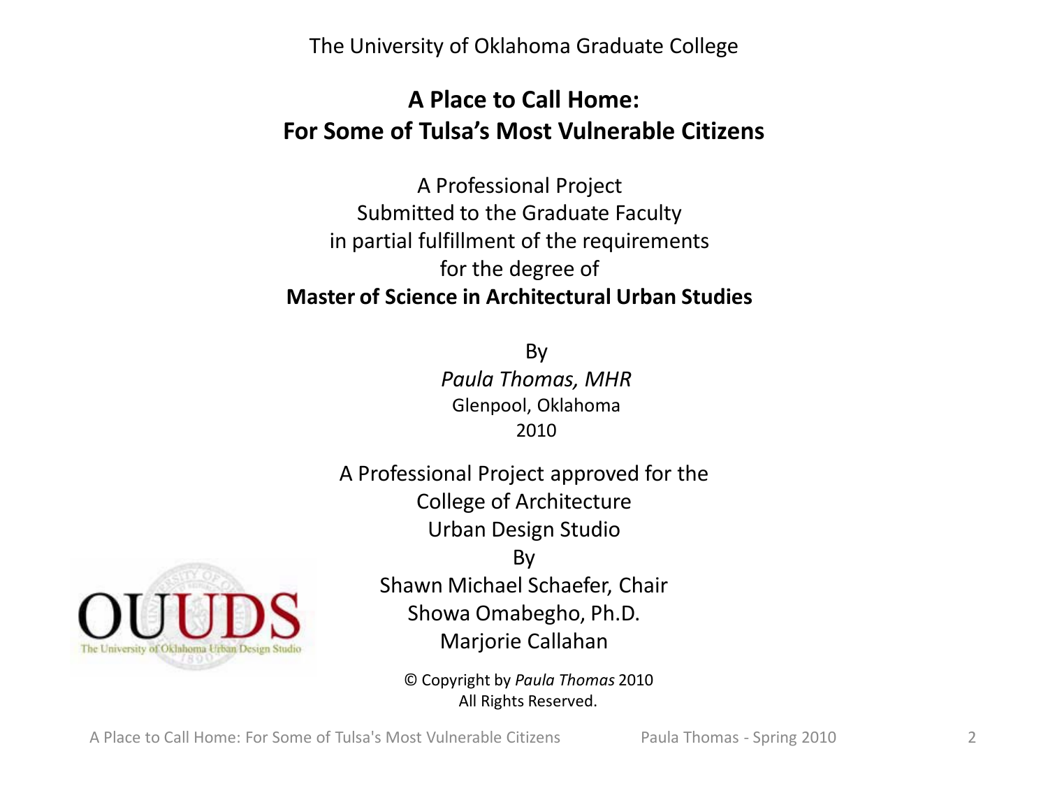The University of Oklahoma Graduate College

# A Place to Call Home:
# For Some of Tulsa's Most Vulnerable Citizens

A Professional Project
Submitted to the Graduate Faculty
in partial fulfillment of the requirements
for the degree of
**Master of Science in Architectural Urban Studies**

By
*Paula Thomas, MHR*
Glenpool, Oklahoma
2010

A Professional Project approved for the
College of Architecture
Urban Design Studio
By
Shawn Michael Schaefer, Chair
Showa Omabegho, Ph.D.
Marjorie Callahan

OUUDS
The University of Oklahoma Urban Design Studio

© Copyright by *Paula Thomas* 2010
All Rights Reserved.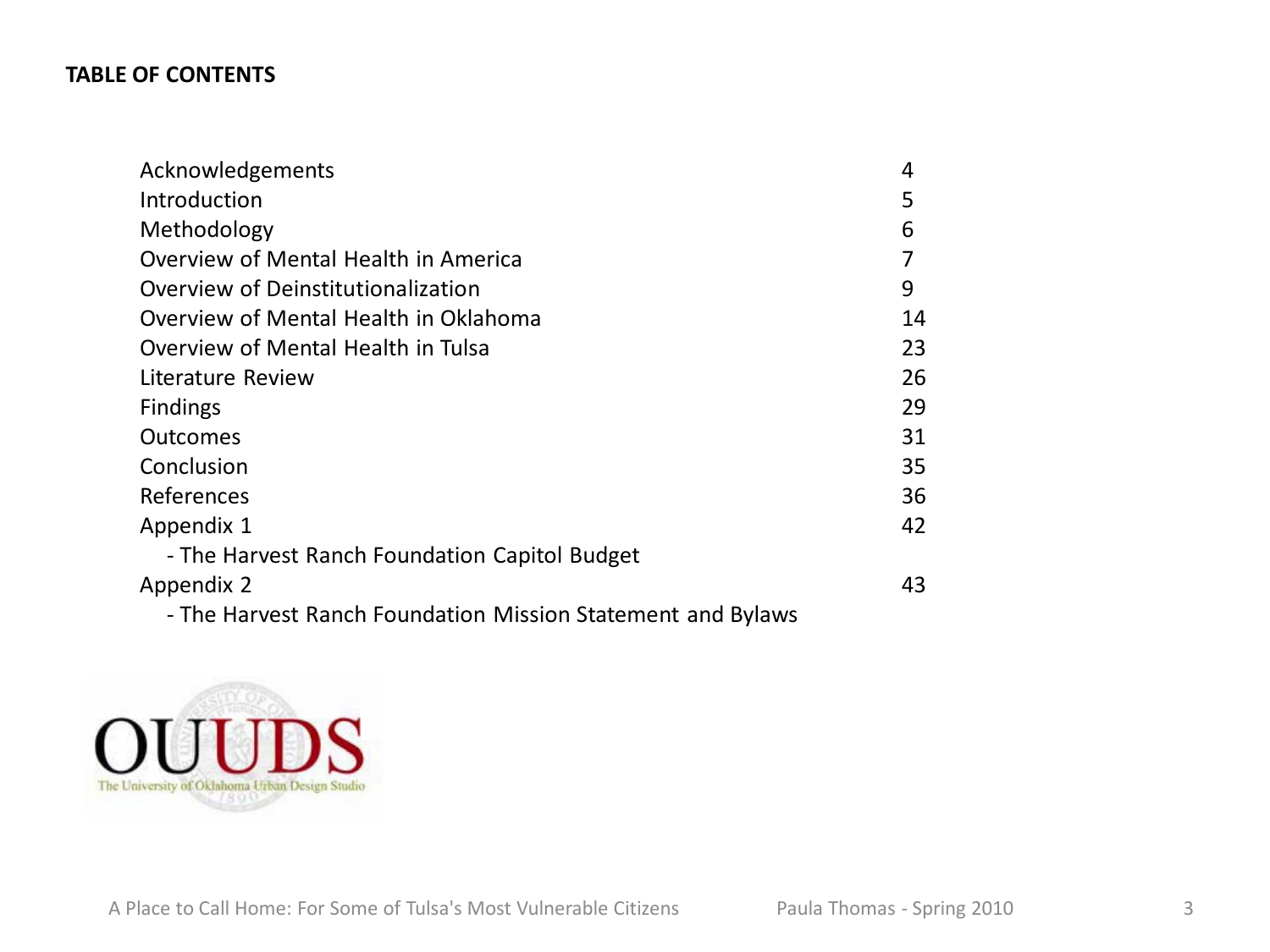**TABLE OF CONTENTS**

| | |
|---|---|
| Acknowledgements | 4 |
| Introduction | 5 |
| Methodology | 6 |
| Overview of Mental Health in America | 7 |
| Overview of Deinstitutionalization | 9 |
| Overview of Mental Health in Oklahoma | 14 |
| Overview of Mental Health in Tulsa | 23 |
| Literature Review | 26 |
| Findings | 29 |
| Outcomes | 31 |
| Conclusion | 35 |
| References | 36 |
| Appendix 1 | 42 |
| - The Harvest Ranch Foundation Capitol Budget | |
| Appendix 2 | 43 |
| - The Harvest Ranch Foundation Mission Statement and Bylaws | |

OUUDS
The University of Oklahoma Urban Design Studio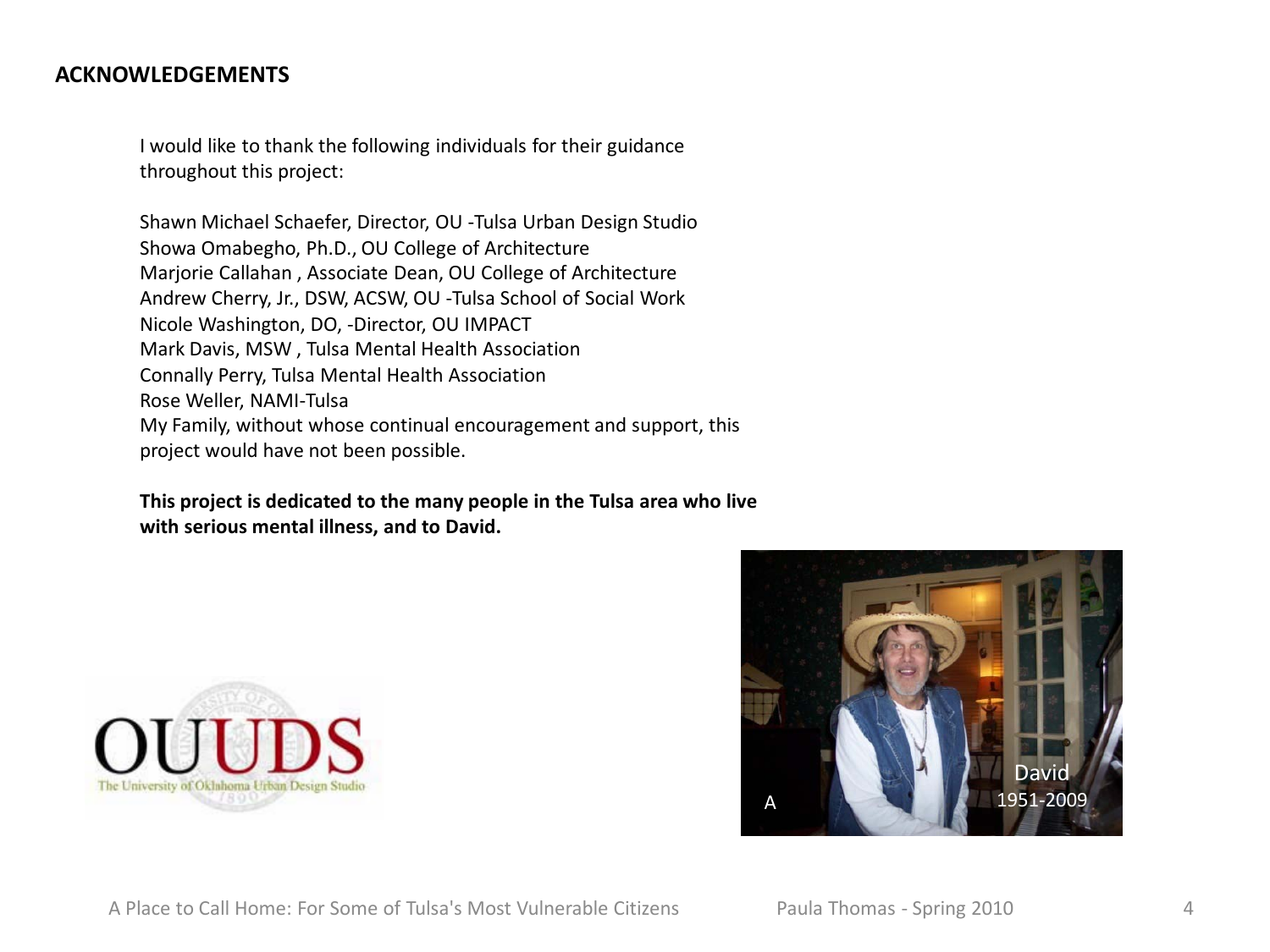## ACKNOWLEDGEMENTS

I would like to thank the following individuals for their guidance throughout this project:

Shawn Michael Schaefer, Director, OU -Tulsa Urban Design Studio
Showa Omabegho, Ph.D., OU College of Architecture
Marjorie Callahan , Associate Dean, OU College of Architecture
Andrew Cherry, Jr., DSW, ACSW, OU -Tulsa School of Social Work
Nicole Washington, DO, -Director, OU IMPACT
Mark Davis, MSW , Tulsa Mental Health Association
Connally Perry, Tulsa Mental Health Association
Rose Weller, NAMI-Tulsa
My Family, without whose continual encouragement and support, this project would have not been possible.

**This project is dedicated to the many people in the Tulsa area who live with serious mental illness, and to David.**

A

David
1951-2009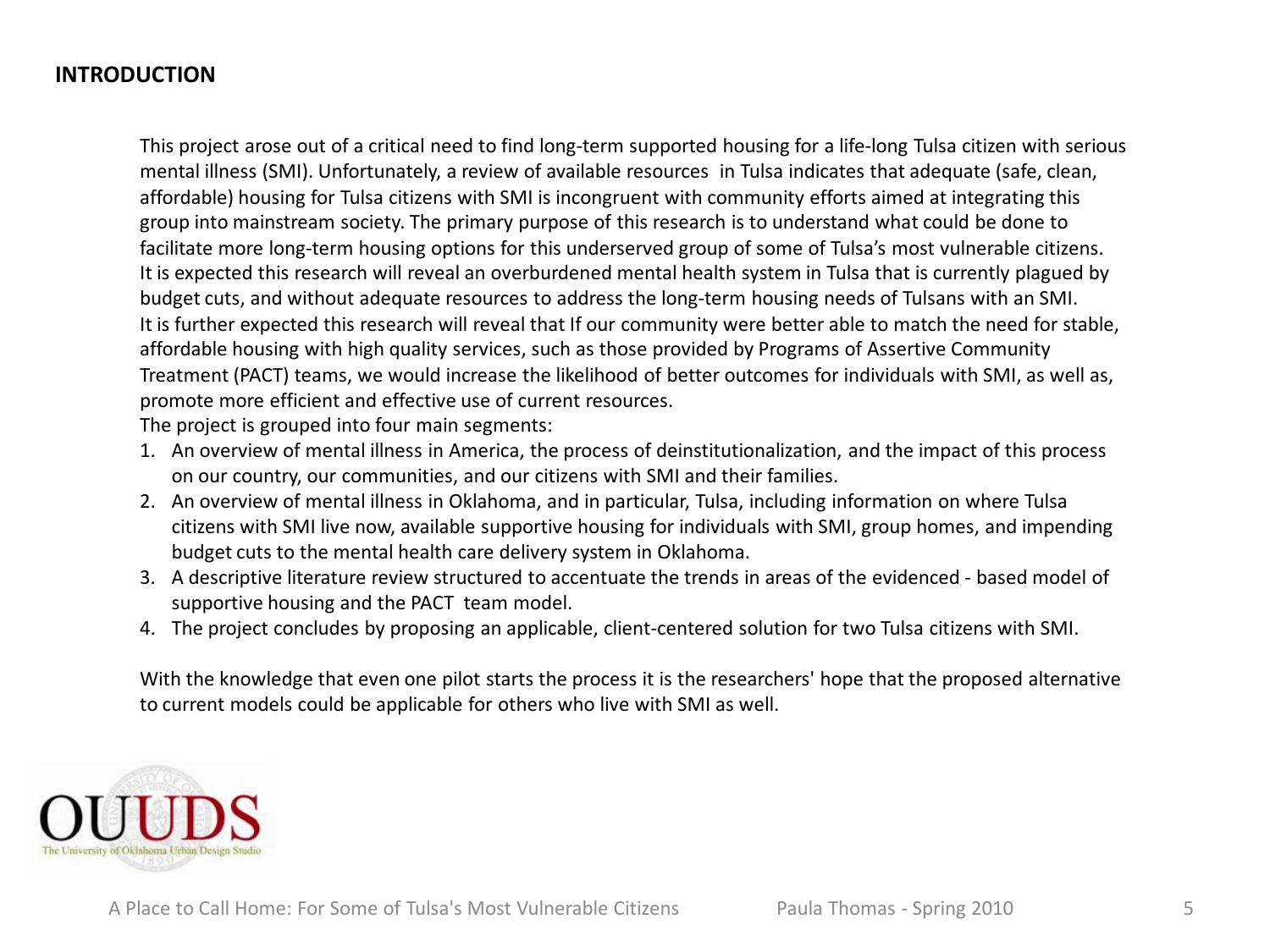## INTRODUCTION

This project arose out of a critical need to find long-term supported housing for a life-long Tulsa citizen with serious mental illness (SMI). Unfortunately, a review of available resources in Tulsa indicates that adequate (safe, clean, affordable) housing for Tulsa citizens with SMI is incongruent with community efforts aimed at integrating this group into mainstream society. The primary purpose of this research is to understand what could be done to facilitate more long-term housing options for this underserved group of some of Tulsa's most vulnerable citizens. It is expected this research will reveal an overburdened mental health system in Tulsa that is currently plagued by budget cuts, and without adequate resources to address the long-term housing needs of Tulsans with an SMI. It is further expected this research will reveal that If our community were better able to match the need for stable, affordable housing with high quality services, such as those provided by Programs of Assertive Community Treatment (PACT) teams, we would increase the likelihood of better outcomes for individuals with SMI, as well as, promote more efficient and effective use of current resources.

The project is grouped into four main segments:

1. An overview of mental illness in America, the process of deinstitutionalization, and the impact of this process on our country, our communities, and our citizens with SMI and their families.
2. An overview of mental illness in Oklahoma, and in particular, Tulsa, including information on where Tulsa citizens with SMI live now, available supportive housing for individuals with SMI, group homes, and impending budget cuts to the mental health care delivery system in Oklahoma.
3. A descriptive literature review structured to accentuate the trends in areas of the evidenced - based model of supportive housing and the PACT team model.
4. The project concludes by proposing an applicable, client-centered solution for two Tulsa citizens with SMI.

With the knowledge that even one pilot starts the process it is the researchers' hope that the proposed alternative to current models could be applicable for others who live with SMI as well.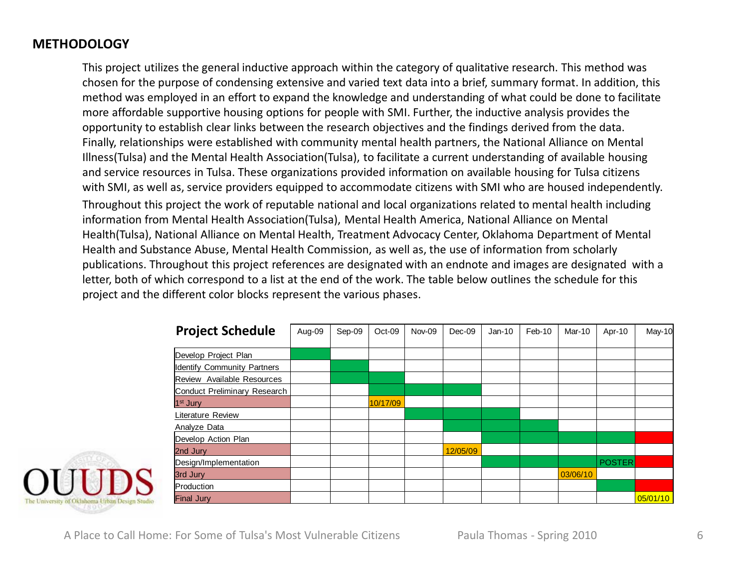## METHODOLOGY

This project utilizes the general inductive approach within the category of qualitative research. This method was chosen for the purpose of condensing extensive and varied text data into a brief, summary format. In addition, this method was employed in an effort to expand the knowledge and understanding of what could be done to facilitate more affordable supportive housing options for people with SMI. Further, the inductive analysis provides the opportunity to establish clear links between the research objectives and the findings derived from the data. Finally, relationships were established with community mental health partners, the National Alliance on Mental Illness(Tulsa) and the Mental Health Association(Tulsa), to facilitate a current understanding of available housing and service resources in Tulsa. These organizations provided information on available housing for Tulsa citizens with SMI, as well as, service providers equipped to accommodate citizens with SMI who are housed independently.

Throughout this project the work of reputable national and local organizations related to mental health including information from Mental Health Association(Tulsa), Mental Health America, National Alliance on Mental Health(Tulsa), National Alliance on Mental Health, Treatment Advocacy Center, Oklahoma Department of Mental Health and Substance Abuse, Mental Health Commission, as well as, the use of information from scholarly publications. Throughout this project references are designated with an endnote and images are designated with a letter, both of which correspond to a list at the end of the work. The table below outlines the schedule for this project and the different color blocks represent the various phases.

| **Project Schedule** | Aug-09 | Sep-09 | Oct-09 | Nov-09 | Dec-09 | Jan-10 | Feb-10 | Mar-10 | Apr-10 | May-10 |
|---|---|---|---|---|---|---|---|---|---|---|
| Develop Project Plan | | | | | | | | | | |
| Identify Community Partners | | | | | | | | | | |
| Review Available Resources | | | | | | | | | | |
| Conduct Preliminary Research | | | | | | | | | | |
| 1st Jury | | | 10/17/09 | | | | | | | |
| Literature Review | | | | | | | | | | |
| Analyze Data | | | | | | | | | | |
| Develop Action Plan | | | | | | | | | | |
| 2nd Jury | | | | | 12/05/09 | | | | | |
| Design/Implementation | | | | | | | | | POSTER | |
| 3rd Jury | | | | | | | | 03/06/10 | | |
| Production | | | | | | | | | | |
| Final Jury | | | | | | | | | | 05/01/10 |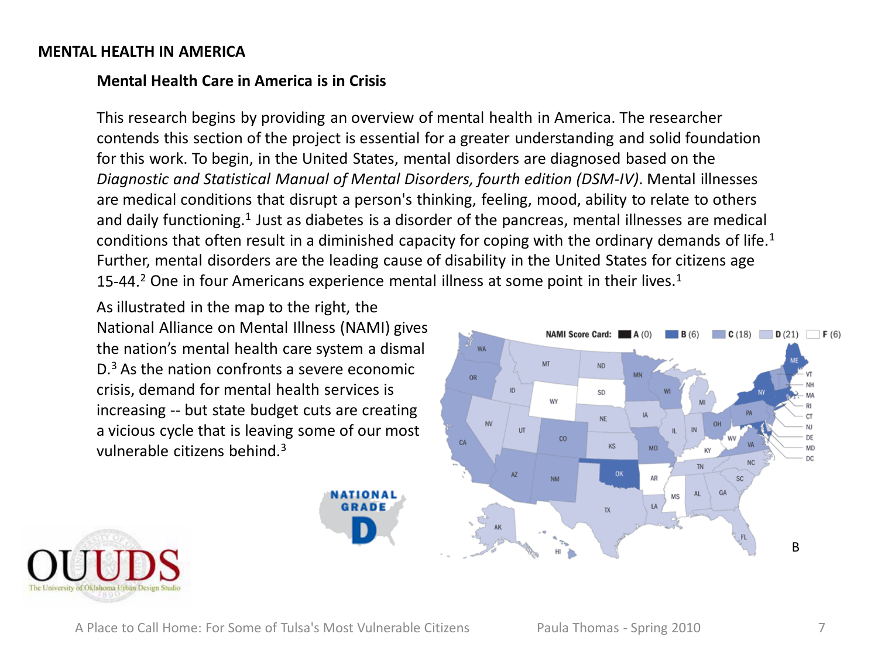# MENTAL HEALTH IN AMERICA

## Mental Health Care in America is in Crisis

This research begins by providing an overview of mental health in America. The researcher contends this section of the project is essential for a greater understanding and solid foundation for this work. To begin, in the United States, mental disorders are diagnosed based on the *Diagnostic and Statistical Manual of Mental Disorders, fourth edition (DSM-IV)*. Mental illnesses are medical conditions that disrupt a person's thinking, feeling, mood, ability to relate to others and daily functioning.[1] Just as diabetes is a disorder of the pancreas, mental illnesses are medical conditions that often result in a diminished capacity for coping with the ordinary demands of life.[1] Further, mental disorders are the leading cause of disability in the United States for citizens age 15-44.[2] One in four Americans experience mental illness at some point in their lives.[1]

As illustrated in the map to the right, the National Alliance on Mental Illness (NAMI) gives the nation's mental health care system a dismal D.[3] As the nation confronts a severe economic crisis, demand for mental health services is increasing -- but state budget cuts are creating a vicious cycle that is leaving some of our most vulnerable citizens behind.[3]

NAMI Score Card: A (0) B (6) C (18) D (21) F (6)

NATIONAL GRADE D

B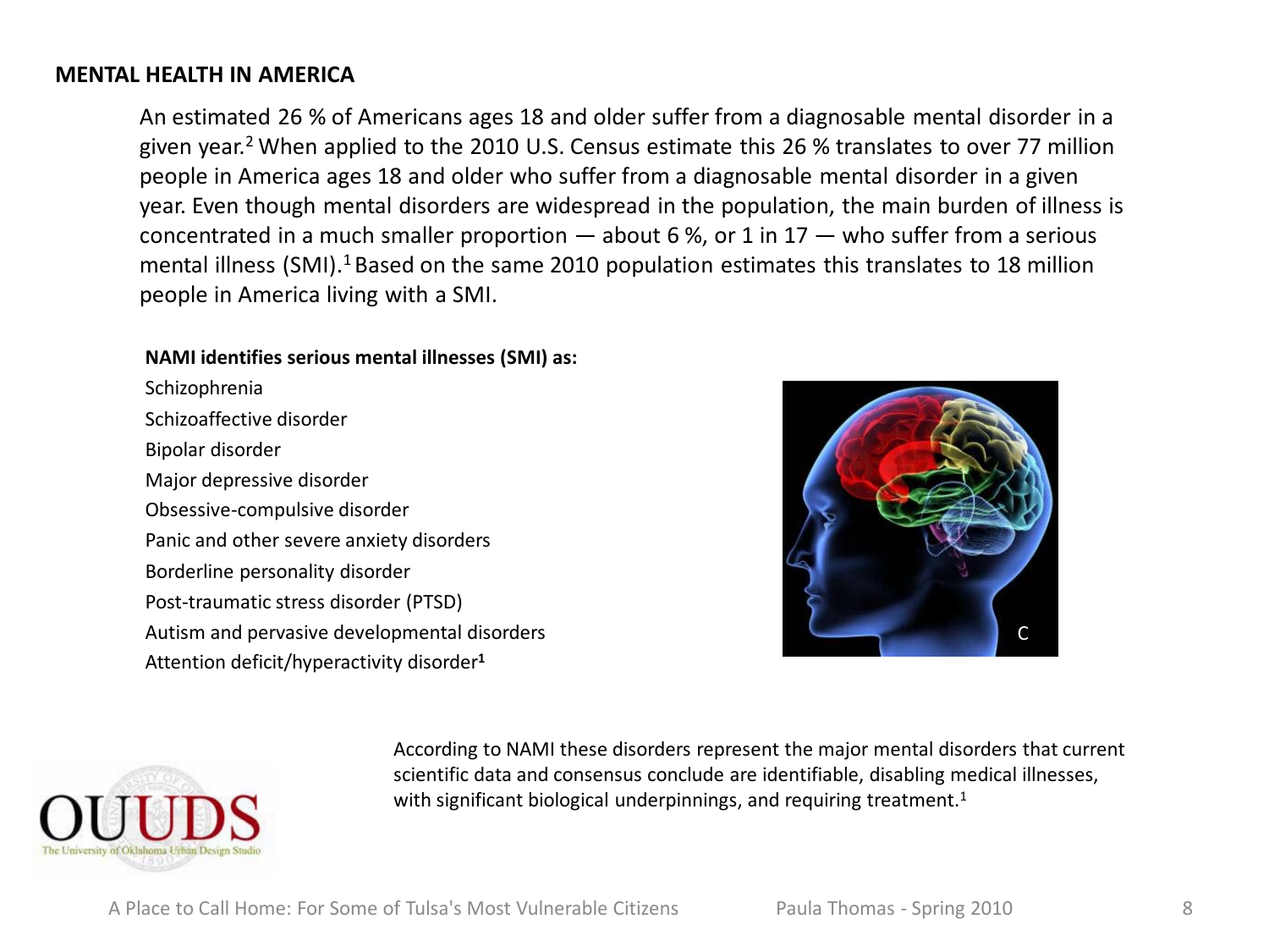## MENTAL HEALTH IN AMERICA

An estimated 26 % of Americans ages 18 and older suffer from a diagnosable mental disorder in a given year.[2] When applied to the 2010 U.S. Census estimate this 26 % translates to over 77 million people in America ages 18 and older who suffer from a diagnosable mental disorder in a given year. Even though mental disorders are widespread in the population, the main burden of illness is concentrated in a much smaller proportion — about 6 %, or 1 in 17 — who suffer from a serious mental illness (SMI).[1] Based on the same 2010 population estimates this translates to 18 million people in America living with a SMI.

**NAMI identifies serious mental illnesses (SMI) as:**

- Schizophrenia
- Schizoaffective disorder
- Bipolar disorder
- Major depressive disorder
- Obsessive-compulsive disorder
- Panic and other severe anxiety disorders
- Borderline personality disorder
- Post-traumatic stress disorder (PTSD)
- Autism and pervasive developmental disorders
- Attention deficit/hyperactivity disorder[1]

According to NAMI these disorders represent the major mental disorders that current scientific data and consensus conclude are identifiable, disabling medical illnesses, with significant biological underpinnings, and requiring treatment.[1]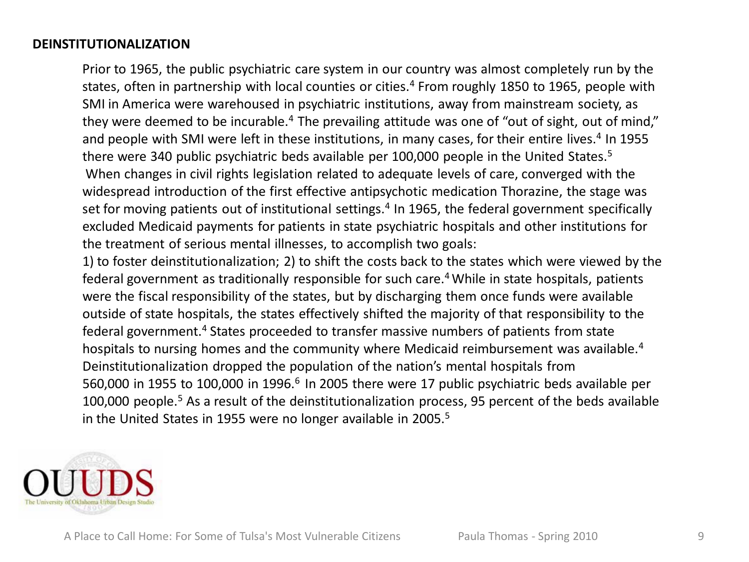## DEINSTITUTIONALIZATION

Prior to 1965, the public psychiatric care system in our country was almost completely run by the states, often in partnership with local counties or cities.[4] From roughly 1850 to 1965, people with SMI in America were warehoused in psychiatric institutions, away from mainstream society, as they were deemed to be incurable.[4] The prevailing attitude was one of "out of sight, out of mind," and people with SMI were left in these institutions, in many cases, for their entire lives.[4] In 1955 there were 340 public psychiatric beds available per 100,000 people in the United States.[5] When changes in civil rights legislation related to adequate levels of care, converged with the widespread introduction of the first effective antipsychotic medication Thorazine, the stage was set for moving patients out of institutional settings.[4] In 1965, the federal government specifically excluded Medicaid payments for patients in state psychiatric hospitals and other institutions for the treatment of serious mental illnesses, to accomplish two goals:

1) to foster deinstitutionalization; 2) to shift the costs back to the states which were viewed by the federal government as traditionally responsible for such care.[4] While in state hospitals, patients were the fiscal responsibility of the states, but by discharging them once funds were available outside of state hospitals, the states effectively shifted the majority of that responsibility to the federal government.[4] States proceeded to transfer massive numbers of patients from state hospitals to nursing homes and the community where Medicaid reimbursement was available.[4] Deinstitutionalization dropped the population of the nation's mental hospitals from 560,000 in 1955 to 100,000 in 1996.[6] In 2005 there were 17 public psychiatric beds available per 100,000 people.[5] As a result of the deinstitutionalization process, 95 percent of the beds available in the United States in 1955 were no longer available in 2005.[5]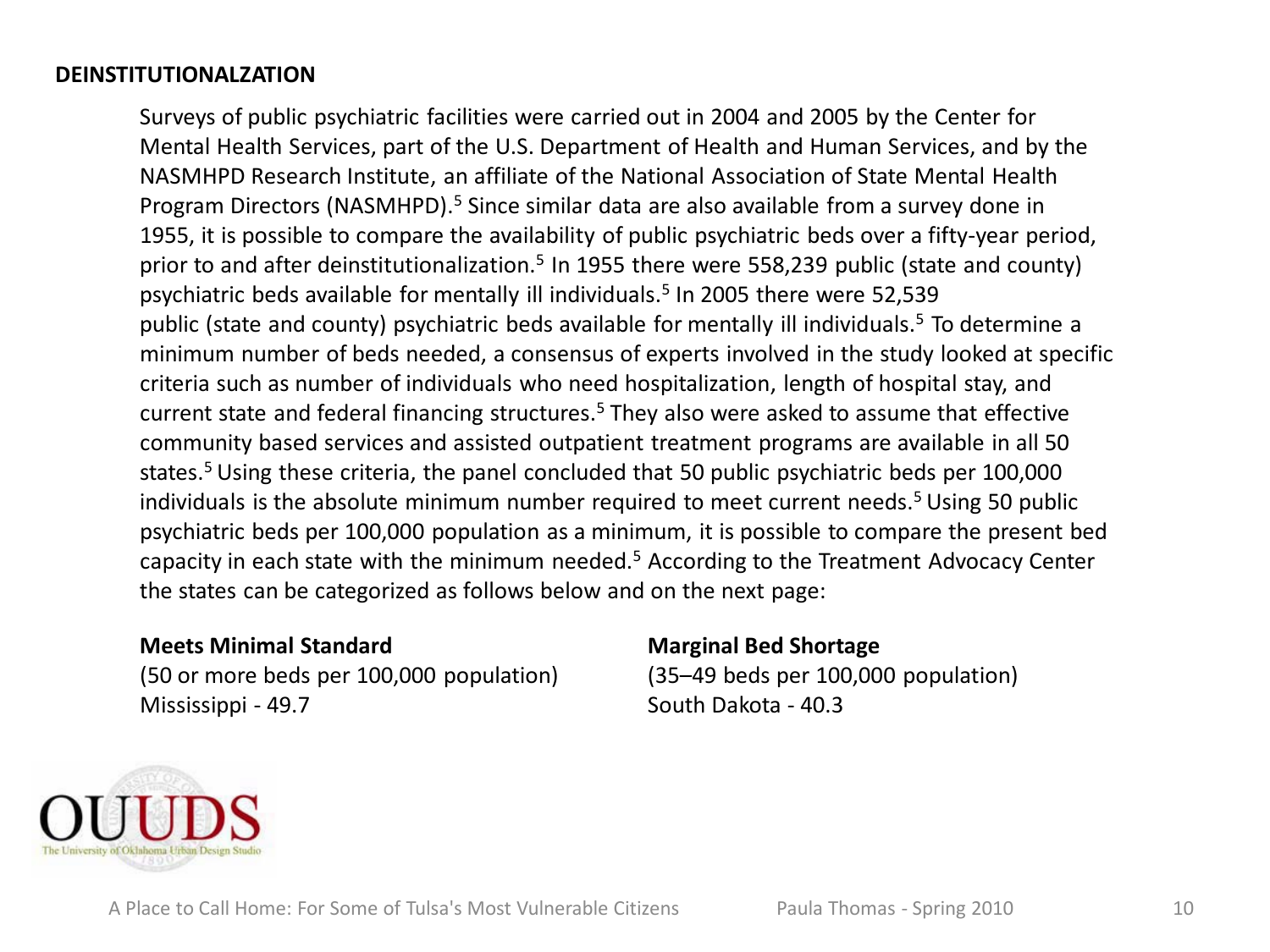**DEINSTITUTIONALZATION**

Surveys of public psychiatric facilities were carried out in 2004 and 2005 by the Center for Mental Health Services, part of the U.S. Department of Health and Human Services, and by the NASMHPD Research Institute, an affiliate of the National Association of State Mental Health Program Directors (NASMHPD).[5] Since similar data are also available from a survey done in 1955, it is possible to compare the availability of public psychiatric beds over a fifty-year period, prior to and after deinstitutionalization.[5] In 1955 there were 558,239 public (state and county) psychiatric beds available for mentally ill individuals.[5] In 2005 there were 52,539 public (state and county) psychiatric beds available for mentally ill individuals.[5] To determine a minimum number of beds needed, a consensus of experts involved in the study looked at specific criteria such as number of individuals who need hospitalization, length of hospital stay, and current state and federal financing structures.[5] They also were asked to assume that effective community based services and assisted outpatient treatment programs are available in all 50 states.[5] Using these criteria, the panel concluded that 50 public psychiatric beds per 100,000 individuals is the absolute minimum number required to meet current needs.[5] Using 50 public psychiatric beds per 100,000 population as a minimum, it is possible to compare the present bed capacity in each state with the minimum needed.[5] According to the Treatment Advocacy Center the states can be categorized as follows below and on the next page:

**Meets Minimal Standard**
(50 or more beds per 100,000 population)
Mississippi - 49.7

**Marginal Bed Shortage**
(35–49 beds per 100,000 population)
South Dakota - 40.3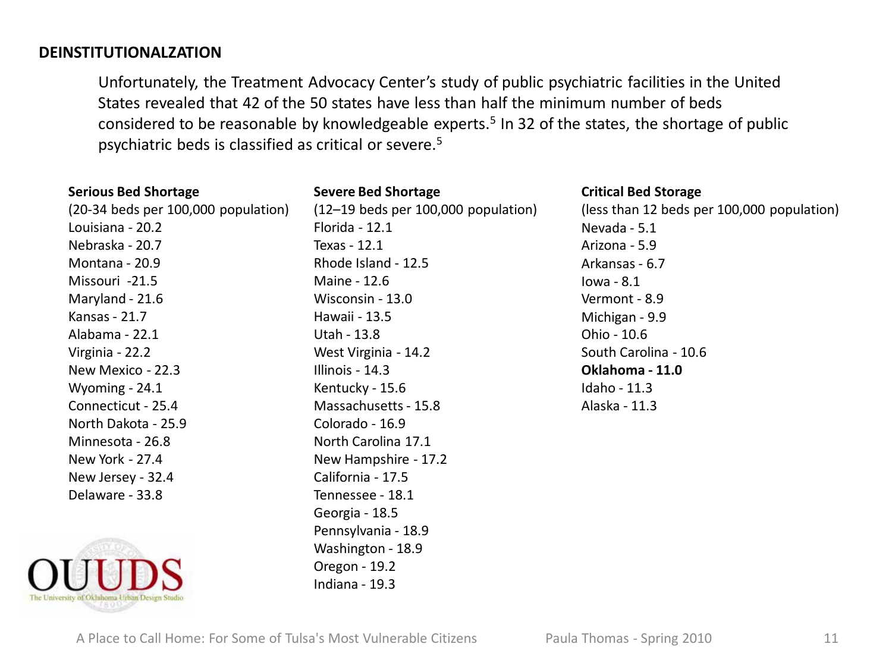## DEINSTITUTIONALZATION

Unfortunately, the Treatment Advocacy Center's study of public psychiatric facilities in the United States revealed that 42 of the 50 states have less than half the minimum number of beds considered to be reasonable by knowledgeable experts.[5] In 32 of the states, the shortage of public psychiatric beds is classified as critical or severe.[5]

**Serious Bed Shortage**
(20-34 beds per 100,000 population)
Louisiana - 20.2
Nebraska - 20.7
Montana - 20.9
Missouri -21.5
Maryland - 21.6
Kansas - 21.7
Alabama - 22.1
Virginia - 22.2
New Mexico - 22.3
Wyoming - 24.1
Connecticut - 25.4
North Dakota - 25.9
Minnesota - 26.8
New York - 27.4
New Jersey - 32.4
Delaware - 33.8

**Severe Bed Shortage**
(12–19 beds per 100,000 population)
Florida - 12.1
Texas - 12.1
Rhode Island - 12.5
Maine - 12.6
Wisconsin - 13.0
Hawaii - 13.5
Utah - 13.8
West Virginia - 14.2
Illinois - 14.3
Kentucky - 15.6
Massachusetts - 15.8
Colorado - 16.9
North Carolina 17.1
New Hampshire - 17.2
California - 17.5
Tennessee - 18.1
Georgia - 18.5
Pennsylvania - 18.9
Washington - 18.9
Oregon - 19.2
Indiana - 19.3

**Critical Bed Storage**
(less than 12 beds per 100,000 population)
Nevada - 5.1
Arizona - 5.9
Arkansas - 6.7
Iowa - 8.1
Vermont - 8.9
Michigan - 9.9
Ohio - 10.6
South Carolina - 10.6
**Oklahoma - 11.0**
Idaho - 11.3
Alaska - 11.3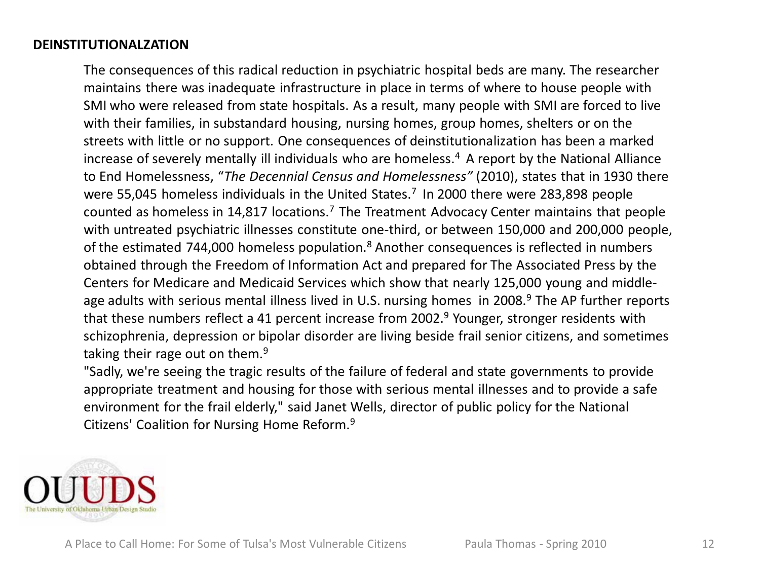**DEINSTITUTIONALZATION**

The consequences of this radical reduction in psychiatric hospital beds are many. The researcher maintains there was inadequate infrastructure in place in terms of where to house people with SMI who were released from state hospitals. As a result, many people with SMI are forced to live with their families, in substandard housing, nursing homes, group homes, shelters or on the streets with little or no support. One consequences of deinstitutionalization has been a marked increase of severely mentally ill individuals who are homeless.[4] A report by the National Alliance to End Homelessness, "*The Decennial Census and Homelessness"* (2010), states that in 1930 there were 55,045 homeless individuals in the United States.[7] In 2000 there were 283,898 people counted as homeless in 14,817 locations.[7] The Treatment Advocacy Center maintains that people with untreated psychiatric illnesses constitute one-third, or between 150,000 and 200,000 people, of the estimated 744,000 homeless population.[8] Another consequences is reflected in numbers obtained through the Freedom of Information Act and prepared for The Associated Press by the Centers for Medicare and Medicaid Services which show that nearly 125,000 young and middle-age adults with serious mental illness lived in U.S. nursing homes in 2008.[9] The AP further reports that these numbers reflect a 41 percent increase from 2002.[9] Younger, stronger residents with schizophrenia, depression or bipolar disorder are living beside frail senior citizens, and sometimes taking their rage out on them.[9]

"Sadly, we're seeing the tragic results of the failure of federal and state governments to provide appropriate treatment and housing for those with serious mental illnesses and to provide a safe environment for the frail elderly," said Janet Wells, director of public policy for the National Citizens' Coalition for Nursing Home Reform.[9]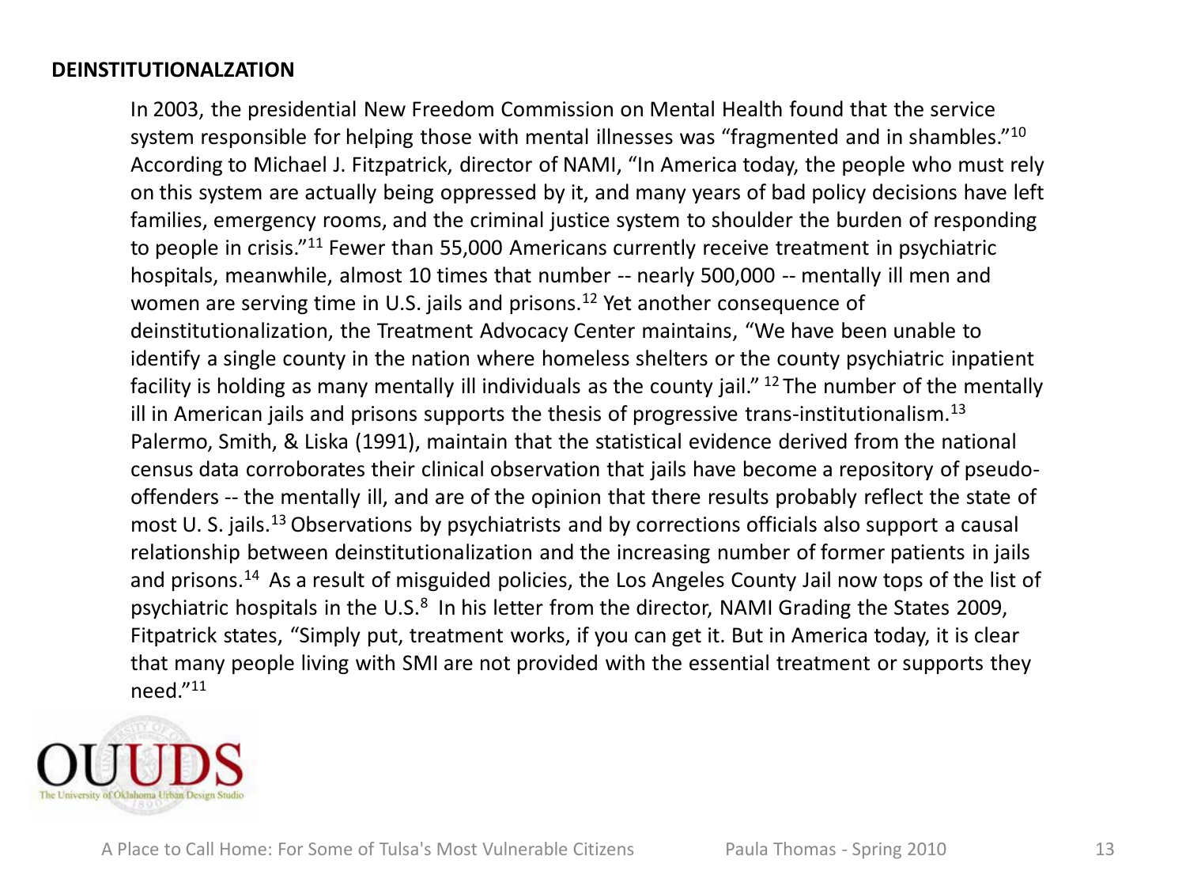**DEINSTITUTIONALZATION**

In 2003, the presidential New Freedom Commission on Mental Health found that the service system responsible for helping those with mental illnesses was "fragmented and in shambles."[10] According to Michael J. Fitzpatrick, director of NAMI, "In America today, the people who must rely on this system are actually being oppressed by it, and many years of bad policy decisions have left families, emergency rooms, and the criminal justice system to shoulder the burden of responding to people in crisis."[11] Fewer than 55,000 Americans currently receive treatment in psychiatric hospitals, meanwhile, almost 10 times that number -- nearly 500,000 -- mentally ill men and women are serving time in U.S. jails and prisons.[12] Yet another consequence of deinstitutionalization, the Treatment Advocacy Center maintains, "We have been unable to identify a single county in the nation where homeless shelters or the county psychiatric inpatient facility is holding as many mentally ill individuals as the county jail." [12] The number of the mentally ill in American jails and prisons supports the thesis of progressive trans-institutionalism.[13] Palermo, Smith, & Liska (1991), maintain that the statistical evidence derived from the national census data corroborates their clinical observation that jails have become a repository of pseudo-offenders -- the mentally ill, and are of the opinion that there results probably reflect the state of most U. S. jails.[13] Observations by psychiatrists and by corrections officials also support a causal relationship between deinstitutionalization and the increasing number of former patients in jails and prisons.[14] As a result of misguided policies, the Los Angeles County Jail now tops of the list of psychiatric hospitals in the U.S.[8] In his letter from the director, NAMI Grading the States 2009, Fitpatrick states, "Simply put, treatment works, if you can get it. But in America today, it is clear that many people living with SMI are not provided with the essential treatment or supports they need."[11]

OUUDS

The University of Oklahoma Urban Design Studio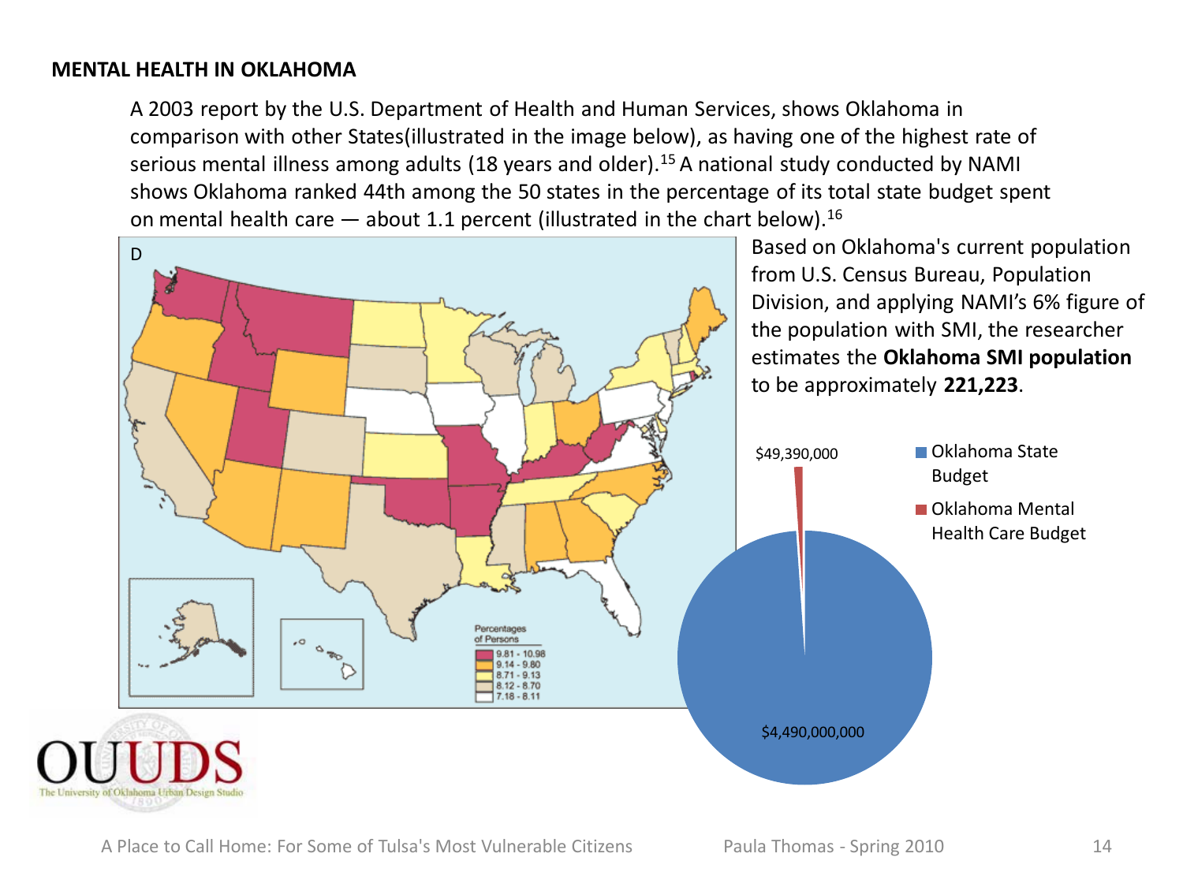**MENTAL HEALTH IN OKLAHOMA**

A 2003 report by the U.S. Department of Health and Human Services, shows Oklahoma in comparison with other States(illustrated in the image below), as having one of the highest rate of serious mental illness among adults (18 years and older).[15] A national study conducted by NAMI shows Oklahoma ranked 44th among the 50 states in the percentage of its total state budget spent on mental health care — about 1.1 percent (illustrated in the chart below).[16]

Based on Oklahoma's current population from U.S. Census Bureau, Population Division, and applying NAMI's 6% figure of the population with SMI, the researcher estimates the **Oklahoma SMI population** to be approximately **221,223**.

D

Percentages of Persons

- 9.81 - 10.98
- 9.14 - 9.80
- 8.71 - 9.13
- 8.12 - 8.70
- 7.18 - 8.11

- Oklahoma State Budget: $4,490,000,000
- Oklahoma Mental Health Care Budget: $49,390,000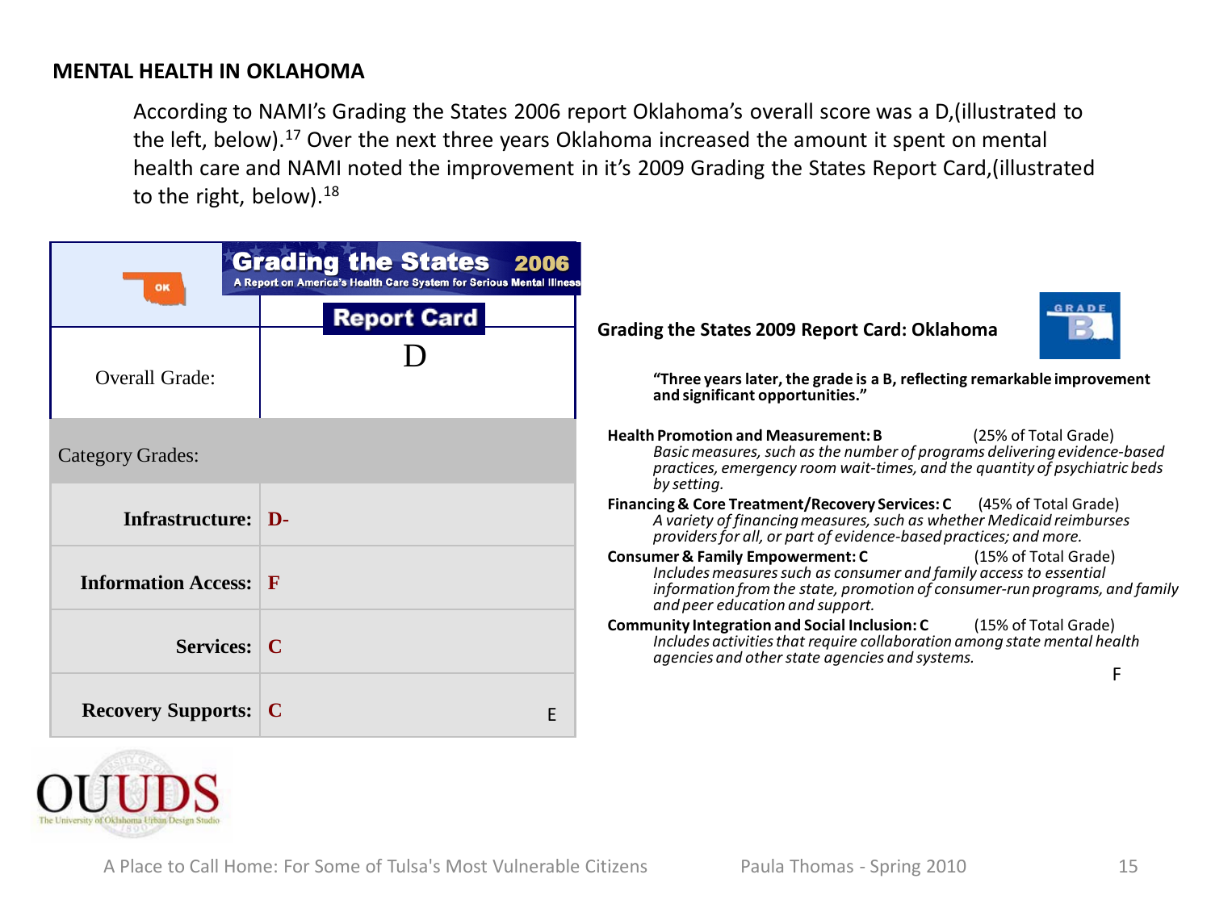## MENTAL HEALTH IN OKLAHOMA

According to NAMI's Grading the States 2006 report Oklahoma's overall score was a D,(illustrated to the left, below).[17] Over the next three years Oklahoma increased the amount it spent on mental health care and NAMI noted the improvement in it's 2009 Grading the States Report Card,(illustrated to the right, below).[18]

**Grading the States 2006**
A Report on America's Health Care System for Serious Mental Illness

**Report Card**

| OK | |
|---|---|
| Overall Grade: | D |
| Category Grades: | |
| **Infrastructure:** | **D-** |
| **Information Access:** | **F** |
| **Services:** | **C** |
| **Recovery Supports:** | **C** |

E

**Grading the States 2009 Report Card: Oklahoma**

GRADE B

**"Three years later, the grade is a B, reflecting remarkable improvement and significant opportunities."**

**Health Promotion and Measurement: B** (25% of Total Grade)
*Basic measures, such as the number of programs delivering evidence-based practices, emergency room wait-times, and the quantity of psychiatric beds by setting.*

**Financing & Core Treatment/Recovery Services: C** (45% of Total Grade)
*A variety of financing measures, such as whether Medicaid reimburses providers for all, or part of evidence-based practices; and more.*

**Consumer & Family Empowerment: C** (15% of Total Grade)
*Includes measures such as consumer and family access to essential information from the state, promotion of consumer-run programs, and family and peer education and support.*

**Community Integration and Social Inclusion: C** (15% of Total Grade)
*Includes activities that require collaboration among state mental health agencies and other state agencies and systems.*

F

OUUDS
The University of Oklahoma Urban Design Studio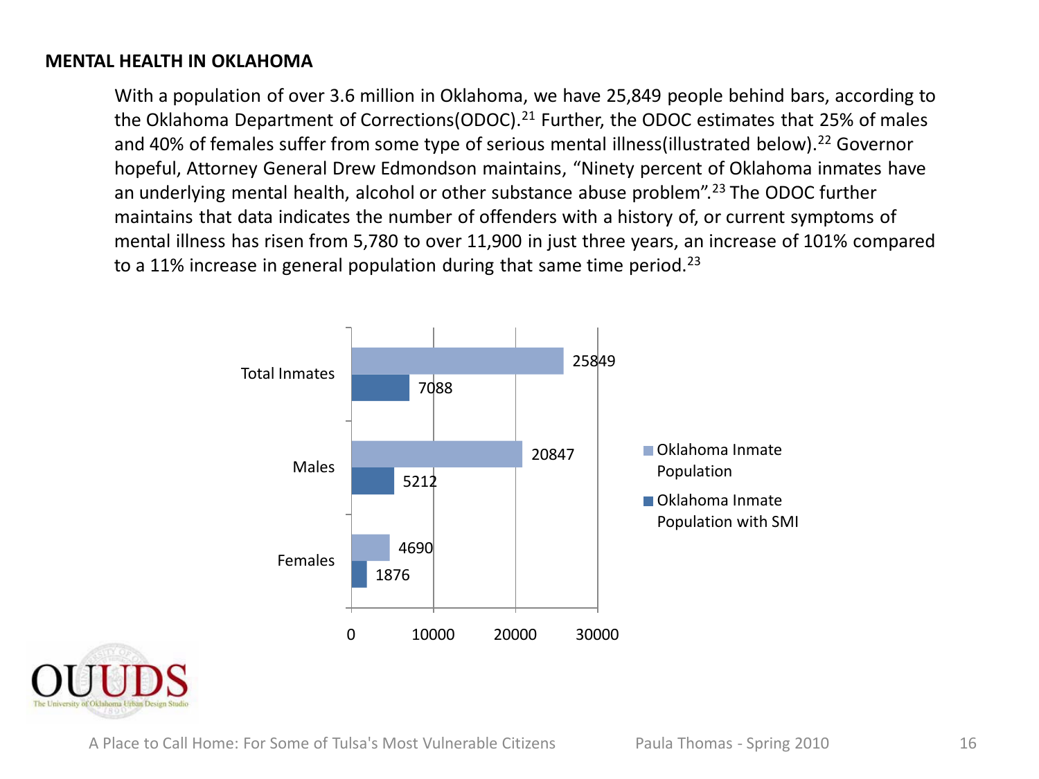**MENTAL HEALTH IN OKLAHOMA**

With a population of over 3.6 million in Oklahoma, we have 25,849 people behind bars, according to the Oklahoma Department of Corrections(ODOC).[21] Further, the ODOC estimates that 25% of males and 40% of females suffer from some type of serious mental illness(illustrated below).[22] Governor hopeful, Attorney General Drew Edmondson maintains, "Ninety percent of Oklahoma inmates have an underlying mental health, alcohol or other substance abuse problem".[23] The ODOC further maintains that data indicates the number of offenders with a history of, or current symptoms of mental illness has risen from 5,780 to over 11,900 in just three years, an increase of 101% compared to a 11% increase in general population during that same time period.[23]

| | Oklahoma Inmate Population | Oklahoma Inmate Population with SMI |
|---|---|---|
| Total Inmates | 25849 | 7088 |
| Males | 20847 | 5212 |
| Females | 4690 | 1876 |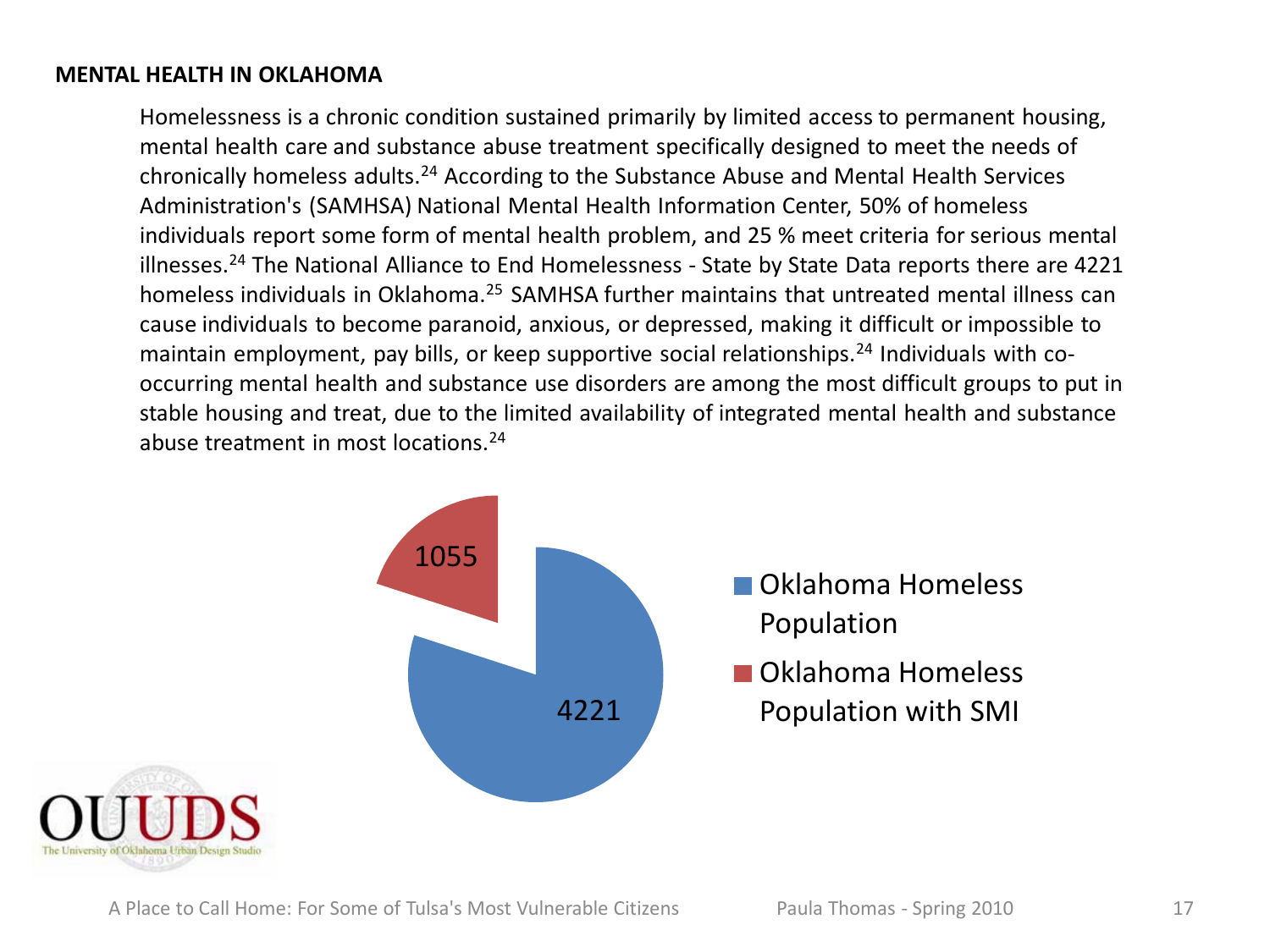**MENTAL HEALTH IN OKLAHOMA**

Homelessness is a chronic condition sustained primarily by limited access to permanent housing, mental health care and substance abuse treatment specifically designed to meet the needs of chronically homeless adults.[24] According to the Substance Abuse and Mental Health Services Administration's (SAMHSA) National Mental Health Information Center, 50% of homeless individuals report some form of mental health problem, and 25 % meet criteria for serious mental illnesses.[24] The National Alliance to End Homelessness - State by State Data reports there are 4221 homeless individuals in Oklahoma.[25] SAMHSA further maintains that untreated mental illness can cause individuals to become paranoid, anxious, or depressed, making it difficult or impossible to maintain employment, pay bills, or keep supportive social relationships.[24] Individuals with co-occurring mental health and substance use disorders are among the most difficult groups to put in stable housing and treat, due to the limited availability of integrated mental health and substance abuse treatment in most locations.[24]

| Category | Value |
| --- | --- |
| Oklahoma Homeless Population | 4221 |
| Oklahoma Homeless Population with SMI | 1055 |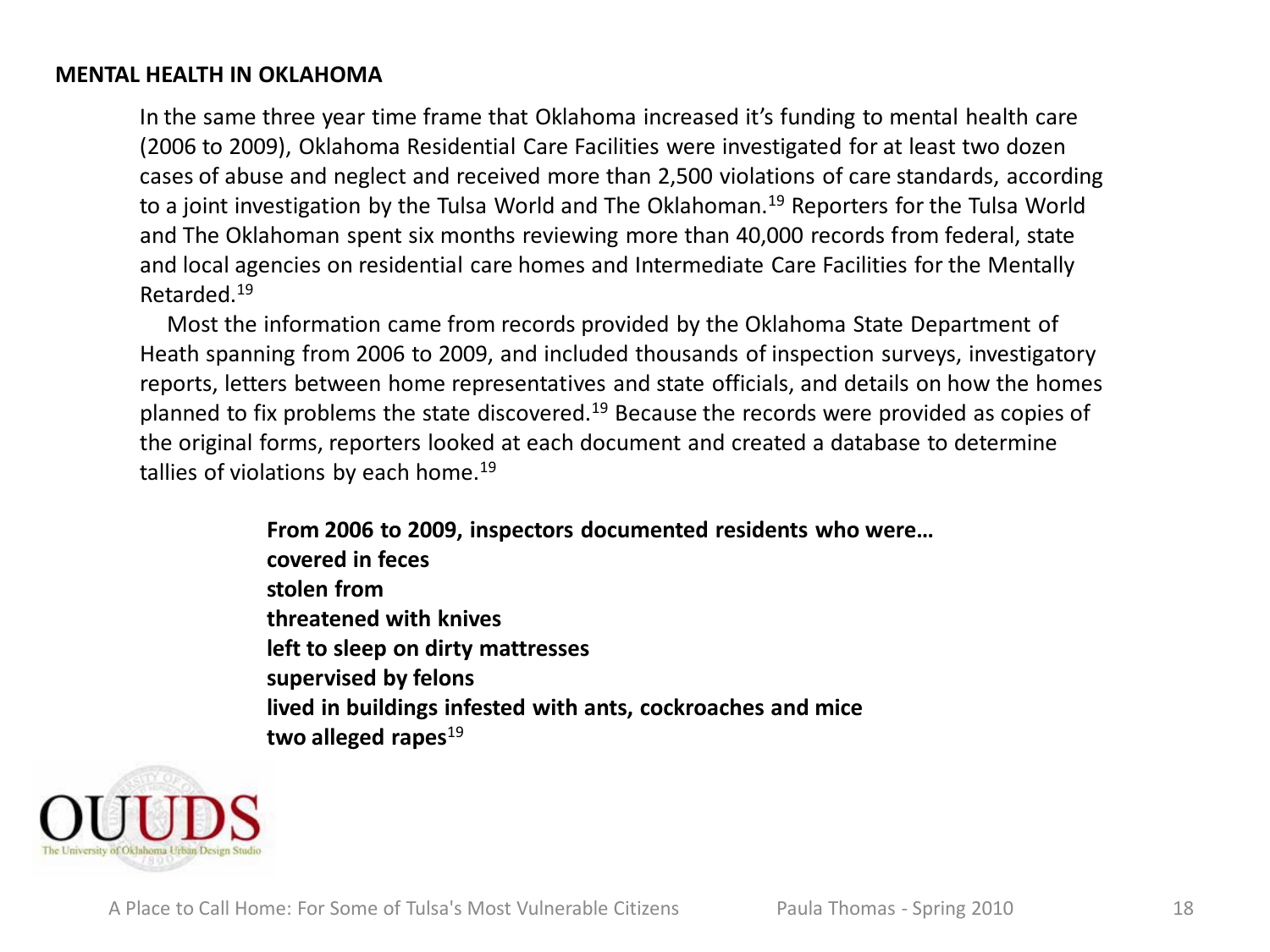## MENTAL HEALTH IN OKLAHOMA

In the same three year time frame that Oklahoma increased it's funding to mental health care (2006 to 2009), Oklahoma Residential Care Facilities were investigated for at least two dozen cases of abuse and neglect and received more than 2,500 violations of care standards, according to a joint investigation by the Tulsa World and The Oklahoman.[19] Reporters for the Tulsa World and The Oklahoman spent six months reviewing more than 40,000 records from federal, state and local agencies on residential care homes and Intermediate Care Facilities for the Mentally Retarded.[19]

Most the information came from records provided by the Oklahoma State Department of Heath spanning from 2006 to 2009, and included thousands of inspection surveys, investigatory reports, letters between home representatives and state officials, and details on how the homes planned to fix problems the state discovered.[19] Because the records were provided as copies of the original forms, reporters looked at each document and created a database to determine tallies of violations by each home.[19]

**From 2006 to 2009, inspectors documented residents who were…**
**covered in feces**
**stolen from**
**threatened with knives**
**left to sleep on dirty mattresses**
**supervised by felons**
**lived in buildings infested with ants, cockroaches and mice**
**two alleged rapes**[19]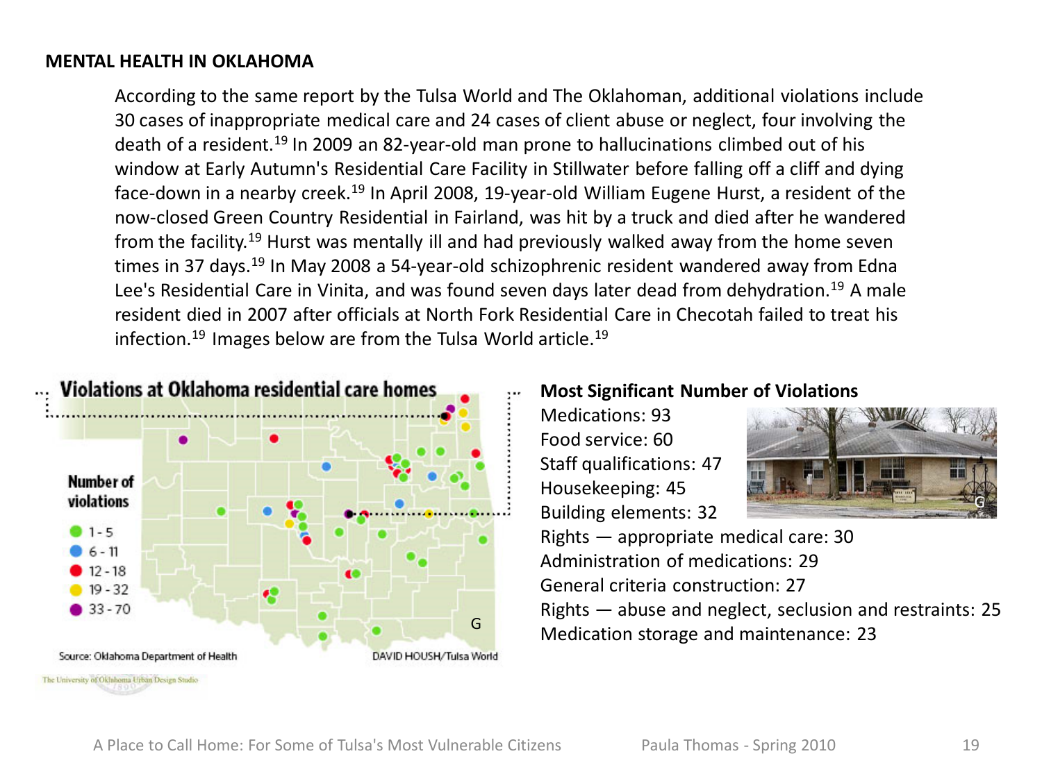## MENTAL HEALTH IN OKLAHOMA

According to the same report by the Tulsa World and The Oklahoman, additional violations include 30 cases of inappropriate medical care and 24 cases of client abuse or neglect, four involving the death of a resident.[19] In 2009 an 82-year-old man prone to hallucinations climbed out of his window at Early Autumn's Residential Care Facility in Stillwater before falling off a cliff and dying face-down in a nearby creek.[19] In April 2008, 19-year-old William Eugene Hurst, a resident of the now-closed Green Country Residential in Fairland, was hit by a truck and died after he wandered from the facility.[19] Hurst was mentally ill and had previously walked away from the home seven times in 37 days.[19] In May 2008 a 54-year-old schizophrenic resident wandered away from Edna Lee's Residential Care in Vinita, and was found seven days later dead from dehydration.[19] A male resident died in 2007 after officials at North Fork Residential Care in Checotah failed to treat his infection.[19] Images below are from the Tulsa World article.[19]

**Violations at Oklahoma residential care homes**

Number of violations

- 1 - 5
- 6 - 11
- 12 - 18
- 19 - 32
- 33 - 70

Source: Oklahoma Department of Health

DAVID HOUSH/Tulsa World

**Most Significant Number of Violations**

Medications: 93
Food service: 60
Staff qualifications: 47
Housekeeping: 45
Building elements: 32
Rights — appropriate medical care: 30
Administration of medications: 29
General criteria construction: 27
Rights — abuse and neglect, seclusion and restraints: 25
Medication storage and maintenance: 23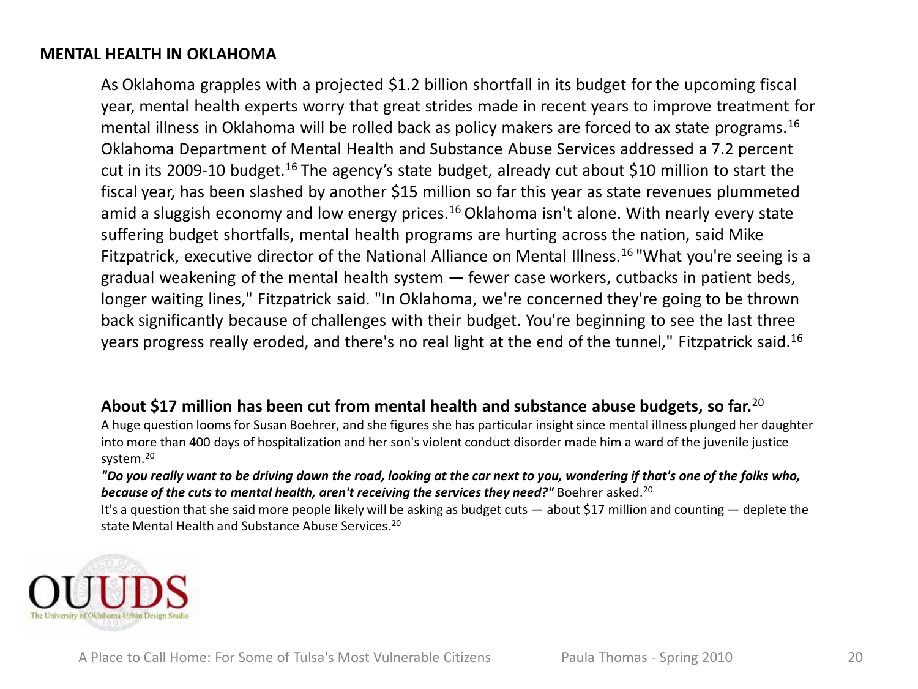## MENTAL HEALTH IN OKLAHOMA

As Oklahoma grapples with a projected $1.2 billion shortfall in its budget for the upcoming fiscal year, mental health experts worry that great strides made in recent years to improve treatment for mental illness in Oklahoma will be rolled back as policy makers are forced to ax state programs.[16] Oklahoma Department of Mental Health and Substance Abuse Services addressed a 7.2 percent cut in its 2009-10 budget.[16] The agency's state budget, already cut about $10 million to start the fiscal year, has been slashed by another $15 million so far this year as state revenues plummeted amid a sluggish economy and low energy prices.[16] Oklahoma isn't alone. With nearly every state suffering budget shortfalls, mental health programs are hurting across the nation, said Mike Fitzpatrick, executive director of the National Alliance on Mental Illness.[16] "What you're seeing is a gradual weakening of the mental health system — fewer case workers, cutbacks in patient beds, longer waiting lines," Fitzpatrick said. "In Oklahoma, we're concerned they're going to be thrown back significantly because of challenges with their budget. You're beginning to see the last three years progress really eroded, and there's no real light at the end of the tunnel," Fitzpatrick said.[16]

**About $17 million has been cut from mental health and substance abuse budgets, so far.**[20]

A huge question looms for Susan Boehrer, and she figures she has particular insight since mental illness plunged her daughter into more than 400 days of hospitalization and her son's violent conduct disorder made him a ward of the juvenile justice system.[20]

***"Do you really want to be driving down the road, looking at the car next to you, wondering if that's one of the folks who, because of the cuts to mental health, aren't receiving the services they need?"*** Boehrer asked.[20]

It's a question that she said more people likely will be asking as budget cuts — about $17 million and counting — deplete the state Mental Health and Substance Abuse Services.[20]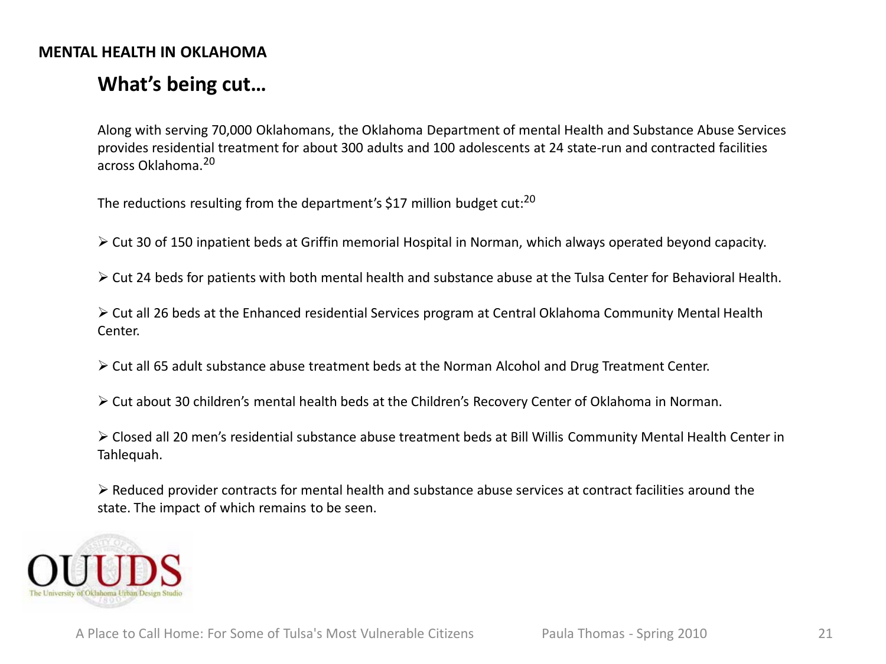**MENTAL HEALTH IN OKLAHOMA**

## What's being cut…

Along with serving 70,000 Oklahomans, the Oklahoma Department of mental Health and Substance Abuse Services provides residential treatment for about 300 adults and 100 adolescents at 24 state-run and contracted facilities across Oklahoma.[20]

The reductions resulting from the department's $17 million budget cut:[20]

- Cut 30 of 150 inpatient beds at Griffin memorial Hospital in Norman, which always operated beyond capacity.
- Cut 24 beds for patients with both mental health and substance abuse at the Tulsa Center for Behavioral Health.
- Cut all 26 beds at the Enhanced residential Services program at Central Oklahoma Community Mental Health Center.
- Cut all 65 adult substance abuse treatment beds at the Norman Alcohol and Drug Treatment Center.
- Cut about 30 children's mental health beds at the Children's Recovery Center of Oklahoma in Norman.
- Closed all 20 men's residential substance abuse treatment beds at Bill Willis Community Mental Health Center in Tahlequah.
- Reduced provider contracts for mental health and substance abuse services at contract facilities around the state. The impact of which remains to be seen.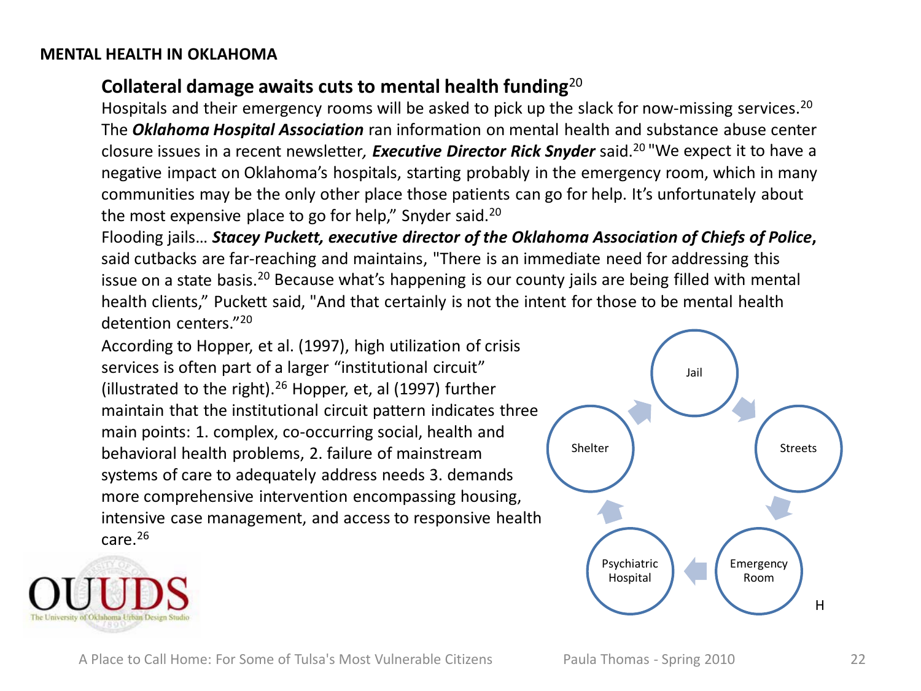**MENTAL HEALTH IN OKLAHOMA**

## Collateral damage awaits cuts to mental health funding[20]

Hospitals and their emergency rooms will be asked to pick up the slack for now-missing services.[20] The ***Oklahoma Hospital Association*** ran information on mental health and substance abuse center closure issues in a recent newsletter, ***Executive Director Rick Snyder*** said.[20] "We expect it to have a negative impact on Oklahoma's hospitals, starting probably in the emergency room, which in many communities may be the only other place those patients can go for help. It's unfortunately about the most expensive place to go for help," Snyder said.[20]

Flooding jails… ***Stacey Puckett, executive director of the Oklahoma Association of Chiefs of Police***, said cutbacks are far-reaching and maintains, "There is an immediate need for addressing this issue on a state basis.[20] Because what's happening is our county jails are being filled with mental health clients," Puckett said, "And that certainly is not the intent for those to be mental health detention centers."[20]

According to Hopper, et al. (1997), high utilization of crisis services is often part of a larger "institutional circuit" (illustrated to the right).[26] Hopper, et, al (1997) further maintain that the institutional circuit pattern indicates three main points: 1. complex, co-occurring social, health and behavioral health problems, 2. failure of mainstream systems of care to adequately address needs 3. demands more comprehensive intervention encompassing housing, intensive case management, and access to responsive health care.[26]

Jail → Streets → Emergency Room → Psychiatric Hospital → Shelter → Jail

H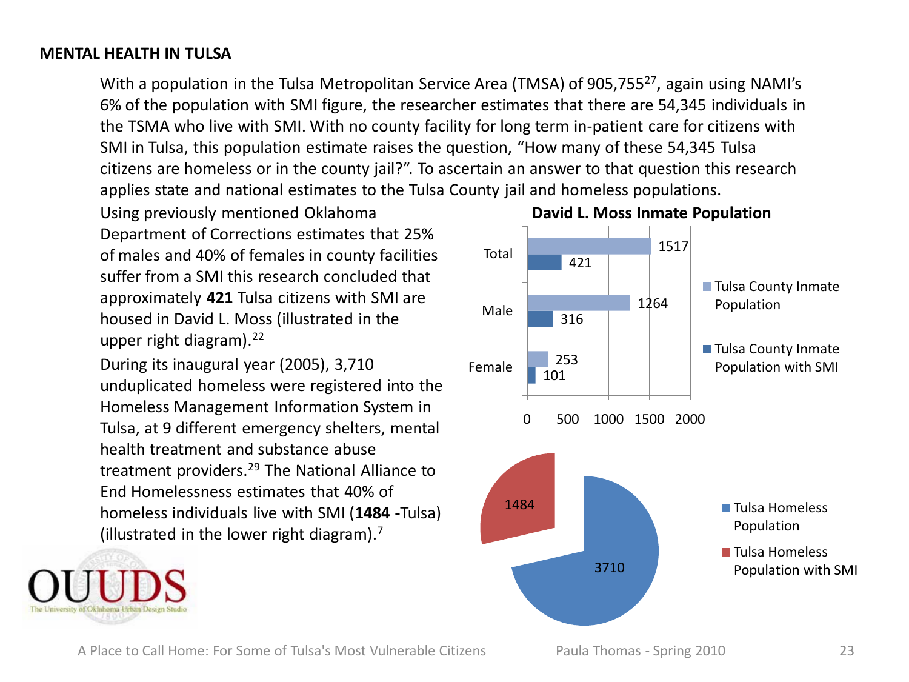## MENTAL HEALTH IN TULSA

With a population in the Tulsa Metropolitan Service Area (TMSA) of 905,755[27], again using NAMI's 6% of the population with SMI figure, the researcher estimates that there are 54,345 individuals in the TSMA who live with SMI. With no county facility for long term in-patient care for citizens with SMI in Tulsa, this population estimate raises the question, "How many of these 54,345 Tulsa citizens are homeless or in the county jail?". To ascertain an answer to that question this research applies state and national estimates to the Tulsa County jail and homeless populations.

Using previously mentioned Oklahoma Department of Corrections estimates that 25% of males and 40% of females in county facilities suffer from a SMI this research concluded that approximately **421** Tulsa citizens with SMI are housed in David L. Moss (illustrated in the upper right diagram).[22]

During its inaugural year (2005), 3,710 unduplicated homeless were registered into the Homeless Management Information System in Tulsa, at 9 different emergency shelters, mental health treatment and substance abuse treatment providers.[29] The National Alliance to End Homelessness estimates that 40% of homeless individuals live with SMI (**1484 -**Tulsa) (illustrated in the lower right diagram).[7]

**David L. Moss Inmate Population**

| | Tulsa County Inmate Population | Tulsa County Inmate Population with SMI |
|---|---|---|
| Total | 1517 | 421 |
| Male | 1264 | 316 |
| Female | 253 | 101 |

| | |
|---|---|
| Tulsa Homeless Population | 3710 |
| Tulsa Homeless Population with SMI | 1484 |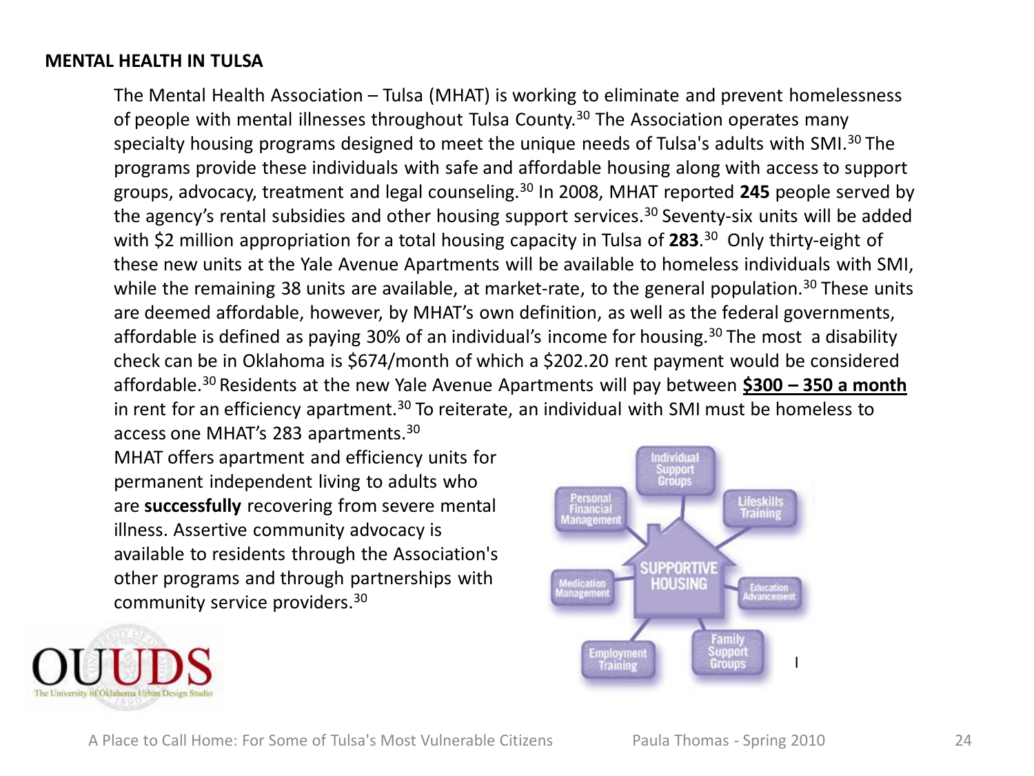**MENTAL HEALTH IN TULSA**

The Mental Health Association – Tulsa (MHAT) is working to eliminate and prevent homelessness of people with mental illnesses throughout Tulsa County.[30] The Association operates many specialty housing programs designed to meet the unique needs of Tulsa's adults with SMI.[30] The programs provide these individuals with safe and affordable housing along with access to support groups, advocacy, treatment and legal counseling.[30] In 2008, MHAT reported **245** people served by the agency's rental subsidies and other housing support services.[30] Seventy-six units will be added with $2 million appropriation for a total housing capacity in Tulsa of **283**.[30] Only thirty-eight of these new units at the Yale Avenue Apartments will be available to homeless individuals with SMI, while the remaining 38 units are available, at market-rate, to the general population.[30] These units are deemed affordable, however, by MHAT's own definition, as well as the federal governments, affordable is defined as paying 30% of an individual's income for housing.[30] The most a disability check can be in Oklahoma is $674/month of which a $202.20 rent payment would be considered affordable.[30] Residents at the new Yale Avenue Apartments will pay between **$300 – 350 a month** in rent for an efficiency apartment.[30] To reiterate, an individual with SMI must be homeless to access one MHAT's 283 apartments.[30]

MHAT offers apartment and efficiency units for permanent independent living to adults who are **successfully** recovering from severe mental illness. Assertive community advocacy is available to residents through the Association's other programs and through partnerships with community service providers.[30]

SUPPORTIVE HOUSING

- Individual Support Groups
- Lifeskills Training
- Education Advancement
- Family Support Groups
- Employment Training
- Medication Management
- Personal Financial Management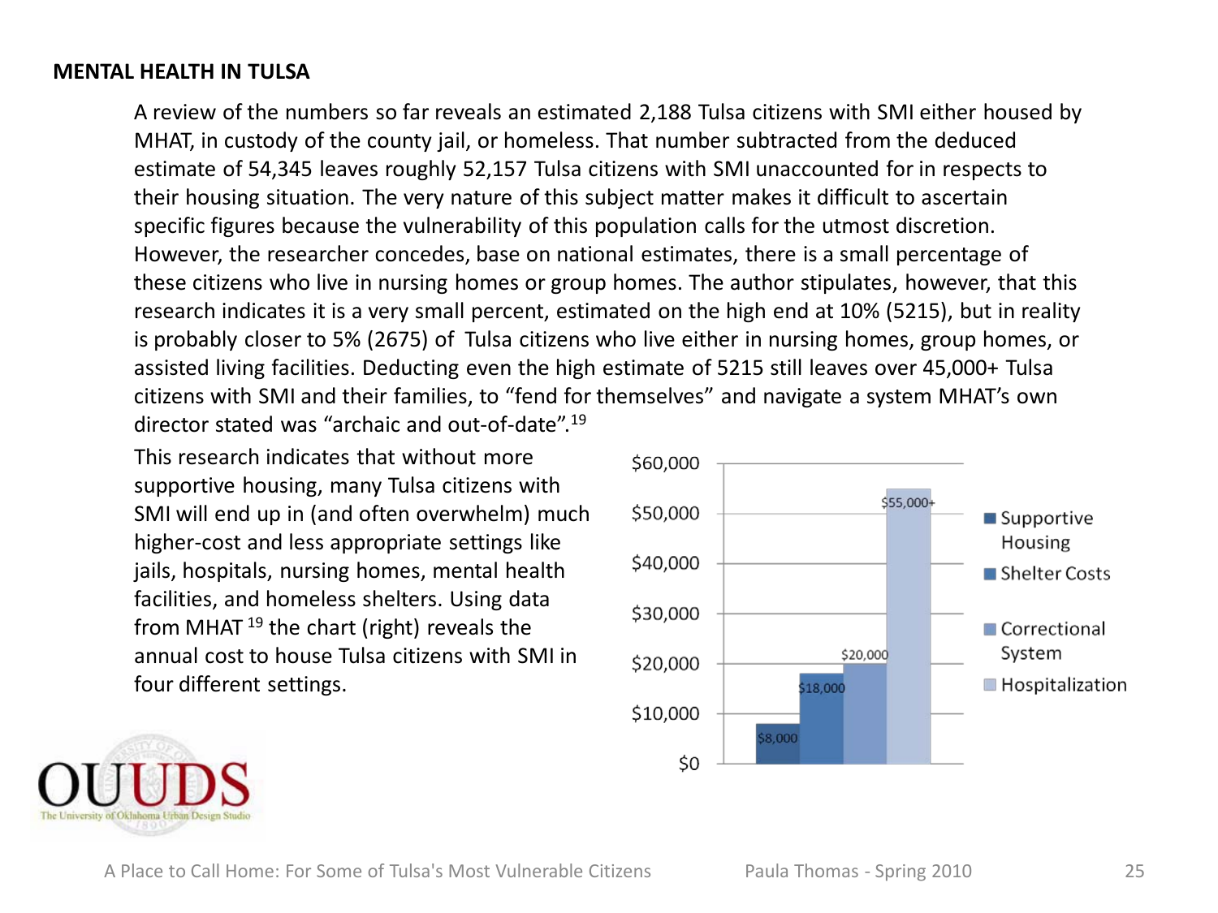**MENTAL HEALTH IN TULSA**

A review of the numbers so far reveals an estimated 2,188 Tulsa citizens with SMI either housed by MHAT, in custody of the county jail, or homeless. That number subtracted from the deduced estimate of 54,345 leaves roughly 52,157 Tulsa citizens with SMI unaccounted for in respects to their housing situation. The very nature of this subject matter makes it difficult to ascertain specific figures because the vulnerability of this population calls for the utmost discretion. However, the researcher concedes, base on national estimates, there is a small percentage of these citizens who live in nursing homes or group homes. The author stipulates, however, that this research indicates it is a very small percent, estimated on the high end at 10% (5215), but in reality is probably closer to 5% (2675) of Tulsa citizens who live either in nursing homes, group homes, or assisted living facilities. Deducting even the high estimate of 5215 still leaves over 45,000+ Tulsa citizens with SMI and their families, to "fend for themselves" and navigate a system MHAT's own director stated was "archaic and out-of-date".[19]

This research indicates that without more supportive housing, many Tulsa citizens with SMI will end up in (and often overwhelm) much higher-cost and less appropriate settings like jails, hospitals, nursing homes, mental health facilities, and homeless shelters. Using data from MHAT [19] the chart (right) reveals the annual cost to house Tulsa citizens with SMI in four different settings.

| Setting | Annual Cost |
|---|---|
| Supportive Housing | $8,000 |
| Shelter Costs | $18,000 |
| Correctional System | $20,000 |
| Hospitalization | $55,000+ |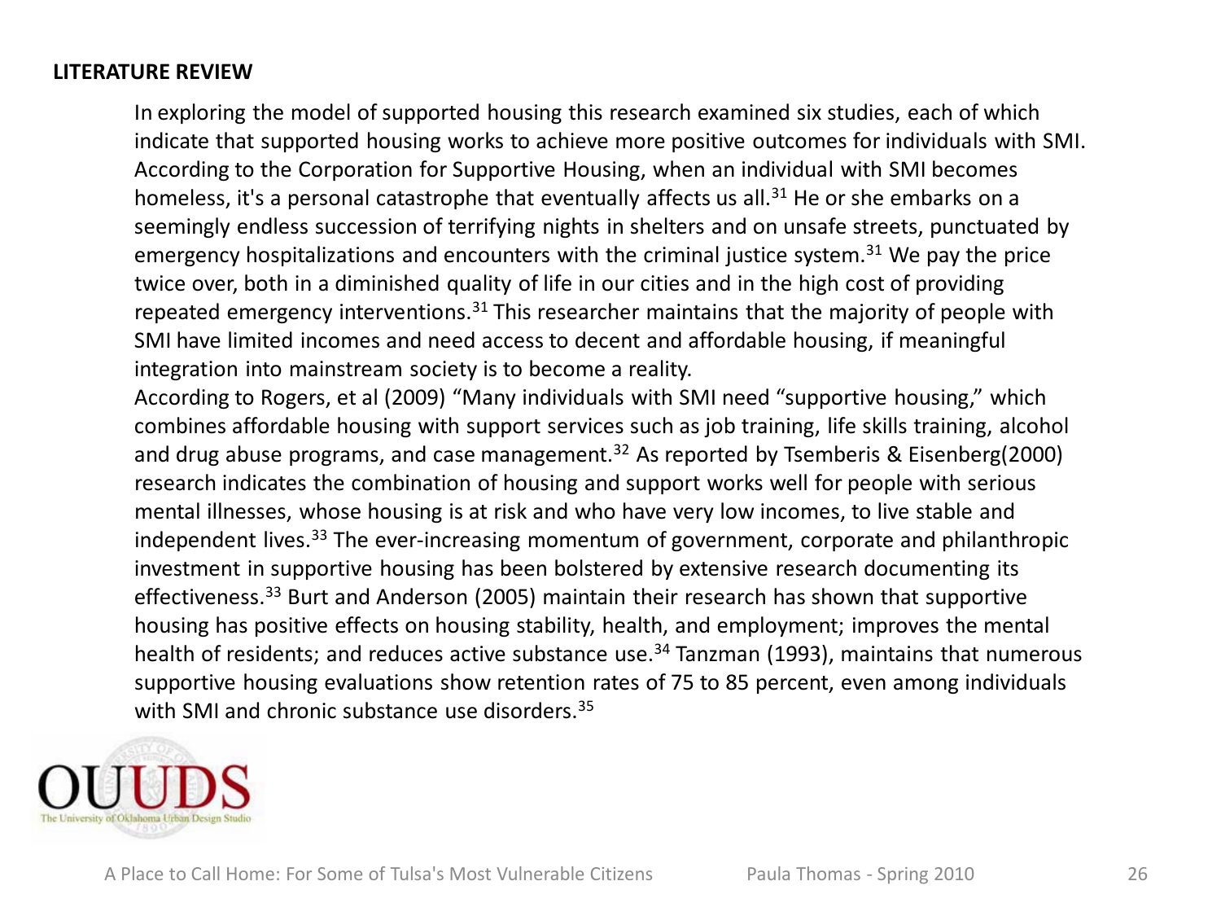**LITERATURE REVIEW**

In exploring the model of supported housing this research examined six studies, each of which indicate that supported housing works to achieve more positive outcomes for individuals with SMI. According to the Corporation for Supportive Housing, when an individual with SMI becomes homeless, it's a personal catastrophe that eventually affects us all.[31] He or she embarks on a seemingly endless succession of terrifying nights in shelters and on unsafe streets, punctuated by emergency hospitalizations and encounters with the criminal justice system.[31] We pay the price twice over, both in a diminished quality of life in our cities and in the high cost of providing repeated emergency interventions.[31] This researcher maintains that the majority of people with SMI have limited incomes and need access to decent and affordable housing, if meaningful integration into mainstream society is to become a reality.

According to Rogers, et al (2009) "Many individuals with SMI need "supportive housing," which combines affordable housing with support services such as job training, life skills training, alcohol and drug abuse programs, and case management.[32] As reported by Tsemberis & Eisenberg(2000) research indicates the combination of housing and support works well for people with serious mental illnesses, whose housing is at risk and who have very low incomes, to live stable and independent lives.[33] The ever-increasing momentum of government, corporate and philanthropic investment in supportive housing has been bolstered by extensive research documenting its effectiveness.[33] Burt and Anderson (2005) maintain their research has shown that supportive housing has positive effects on housing stability, health, and employment; improves the mental health of residents; and reduces active substance use.[34] Tanzman (1993), maintains that numerous supportive housing evaluations show retention rates of 75 to 85 percent, even among individuals with SMI and chronic substance use disorders.[35]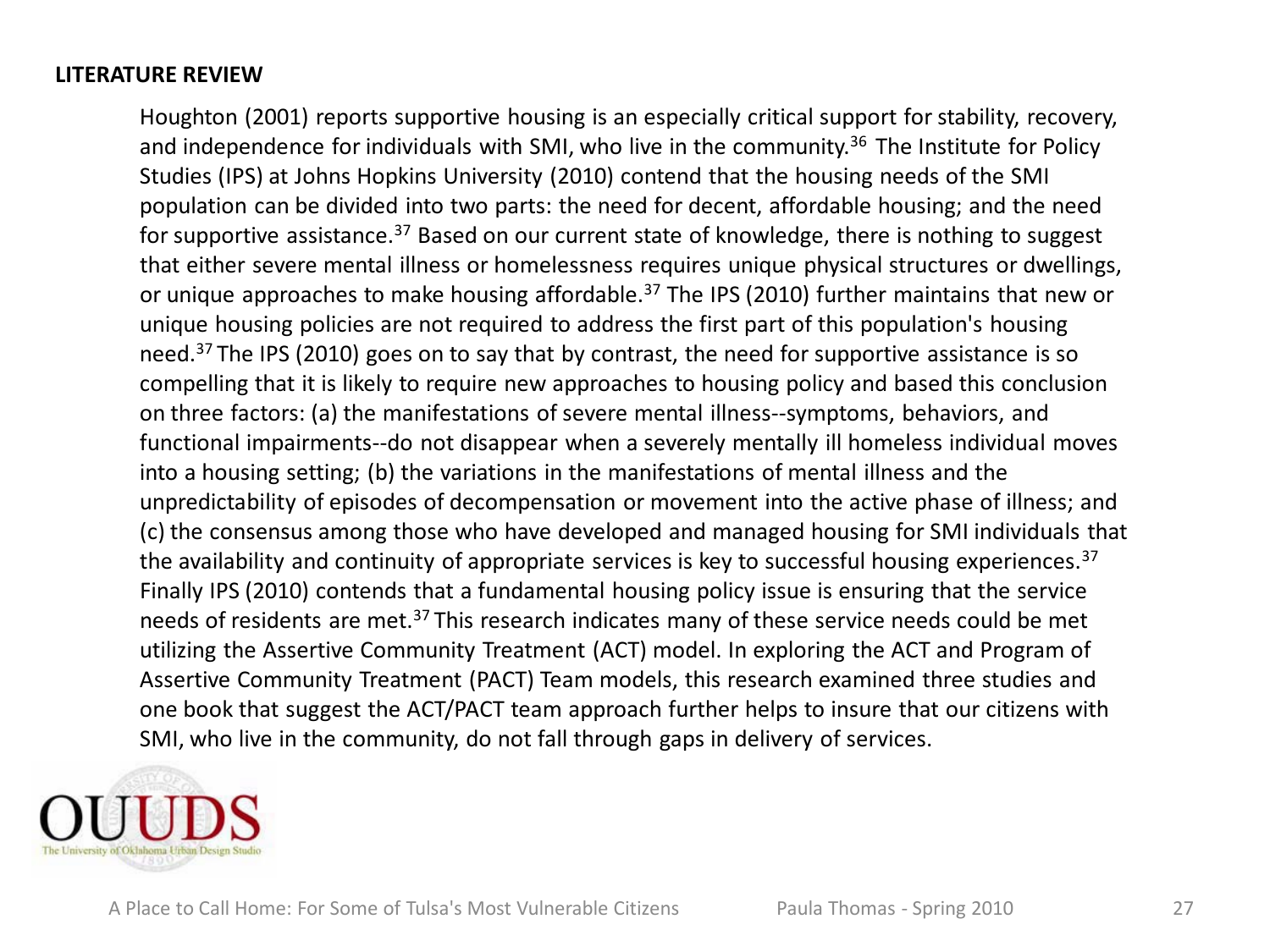**LITERATURE REVIEW**

Houghton (2001) reports supportive housing is an especially critical support for stability, recovery, and independence for individuals with SMI, who live in the community.[36] The Institute for Policy Studies (IPS) at Johns Hopkins University (2010) contend that the housing needs of the SMI population can be divided into two parts: the need for decent, affordable housing; and the need for supportive assistance.[37] Based on our current state of knowledge, there is nothing to suggest that either severe mental illness or homelessness requires unique physical structures or dwellings, or unique approaches to make housing affordable.[37] The IPS (2010) further maintains that new or unique housing policies are not required to address the first part of this population's housing need.[37] The IPS (2010) goes on to say that by contrast, the need for supportive assistance is so compelling that it is likely to require new approaches to housing policy and based this conclusion on three factors: (a) the manifestations of severe mental illness--symptoms, behaviors, and functional impairments--do not disappear when a severely mentally ill homeless individual moves into a housing setting; (b) the variations in the manifestations of mental illness and the unpredictability of episodes of decompensation or movement into the active phase of illness; and (c) the consensus among those who have developed and managed housing for SMI individuals that the availability and continuity of appropriate services is key to successful housing experiences.[37] Finally IPS (2010) contends that a fundamental housing policy issue is ensuring that the service needs of residents are met.[37] This research indicates many of these service needs could be met utilizing the Assertive Community Treatment (ACT) model. In exploring the ACT and Program of Assertive Community Treatment (PACT) Team models, this research examined three studies and one book that suggest the ACT/PACT team approach further helps to insure that our citizens with SMI, who live in the community, do not fall through gaps in delivery of services.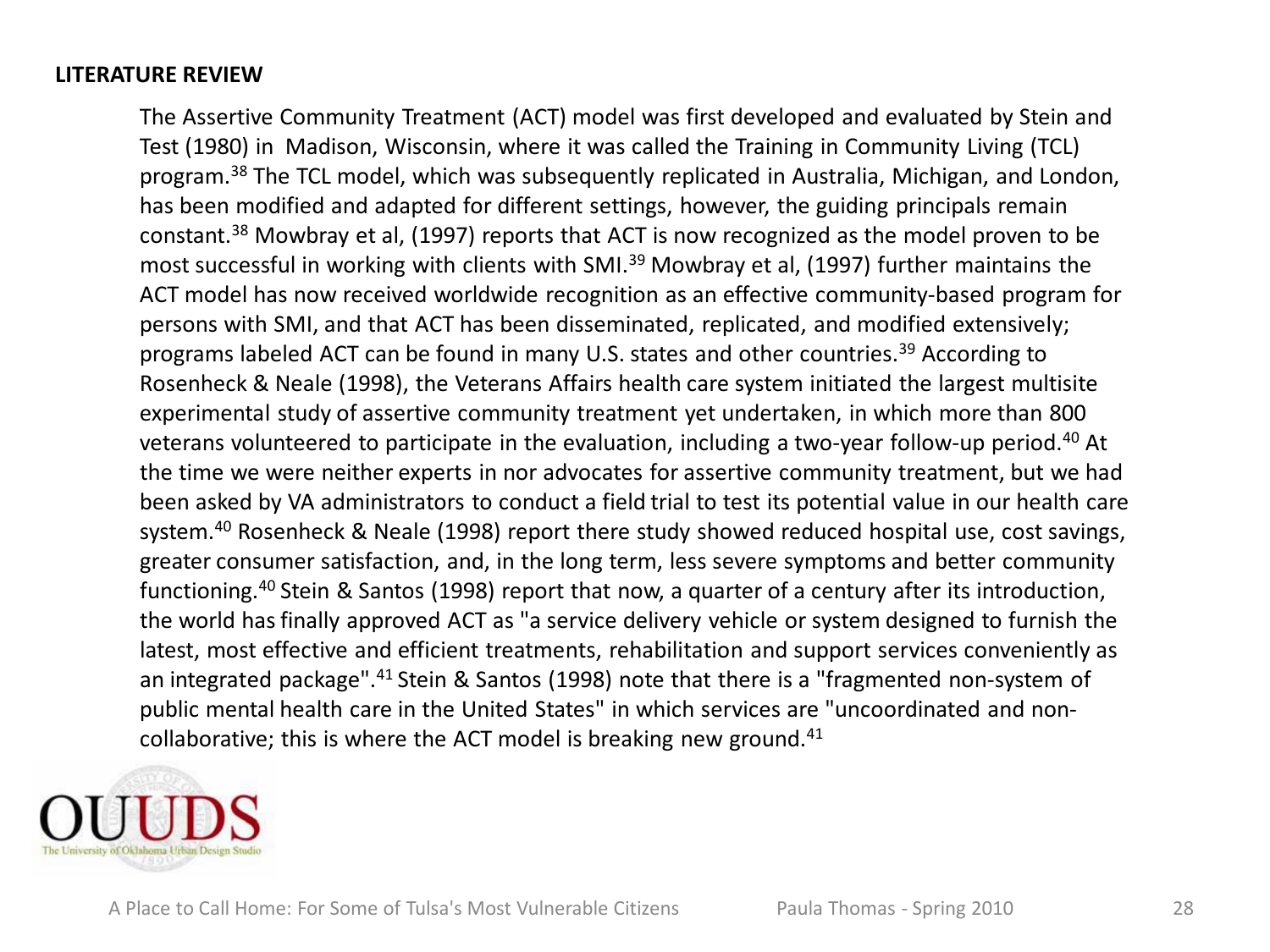**LITERATURE REVIEW**

The Assertive Community Treatment (ACT) model was first developed and evaluated by Stein and Test (1980) in Madison, Wisconsin, where it was called the Training in Community Living (TCL) program.[38] The TCL model, which was subsequently replicated in Australia, Michigan, and London, has been modified and adapted for different settings, however, the guiding principals remain constant.[38] Mowbray et al, (1997) reports that ACT is now recognized as the model proven to be most successful in working with clients with SMI.[39] Mowbray et al, (1997) further maintains the ACT model has now received worldwide recognition as an effective community-based program for persons with SMI, and that ACT has been disseminated, replicated, and modified extensively; programs labeled ACT can be found in many U.S. states and other countries.[39] According to Rosenheck & Neale (1998), the Veterans Affairs health care system initiated the largest multisite experimental study of assertive community treatment yet undertaken, in which more than 800 veterans volunteered to participate in the evaluation, including a two-year follow-up period.[40] At the time we were neither experts in nor advocates for assertive community treatment, but we had been asked by VA administrators to conduct a field trial to test its potential value in our health care system.[40] Rosenheck & Neale (1998) report there study showed reduced hospital use, cost savings, greater consumer satisfaction, and, in the long term, less severe symptoms and better community functioning.[40] Stein & Santos (1998) report that now, a quarter of a century after its introduction, the world has finally approved ACT as "a service delivery vehicle or system designed to furnish the latest, most effective and efficient treatments, rehabilitation and support services conveniently as an integrated package".[41] Stein & Santos (1998) note that there is a "fragmented non-system of public mental health care in the United States" in which services are "uncoordinated and non-collaborative; this is where the ACT model is breaking new ground.[41]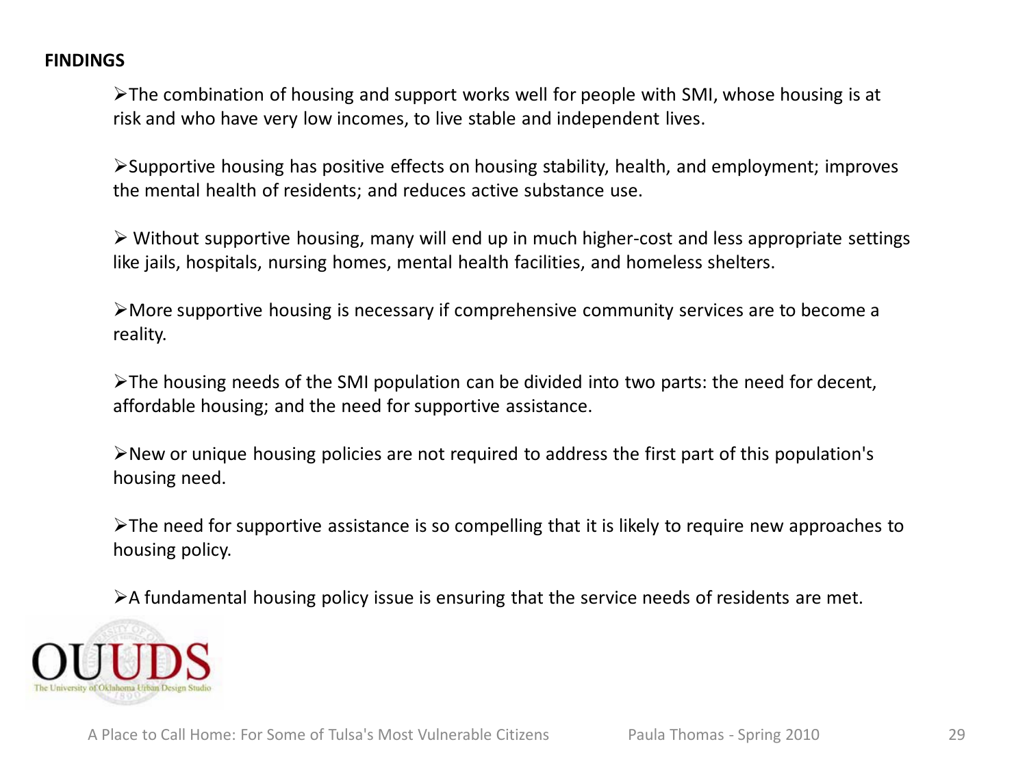**FINDINGS**

- The combination of housing and support works well for people with SMI, whose housing is at risk and who have very low incomes, to live stable and independent lives.

- Supportive housing has positive effects on housing stability, health, and employment; improves the mental health of residents; and reduces active substance use.

- Without supportive housing, many will end up in much higher-cost and less appropriate settings like jails, hospitals, nursing homes, mental health facilities, and homeless shelters.

- More supportive housing is necessary if comprehensive community services are to become a reality.

- The housing needs of the SMI population can be divided into two parts: the need for decent, affordable housing; and the need for supportive assistance.

- New or unique housing policies are not required to address the first part of this population's housing need.

- The need for supportive assistance is so compelling that it is likely to require new approaches to housing policy.

- A fundamental housing policy issue is ensuring that the service needs of residents are met.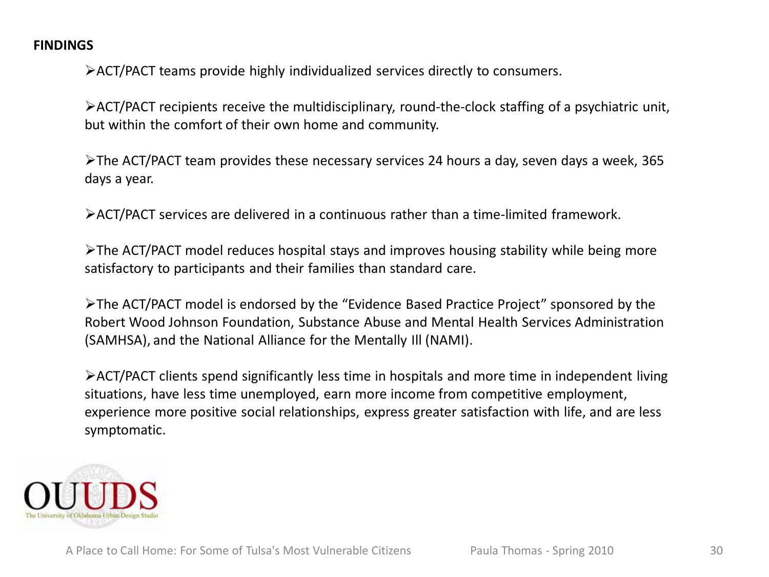**FINDINGS**

- ACT/PACT teams provide highly individualized services directly to consumers.
- ACT/PACT recipients receive the multidisciplinary, round-the-clock staffing of a psychiatric unit, but within the comfort of their own home and community.
- The ACT/PACT team provides these necessary services 24 hours a day, seven days a week, 365 days a year.
- ACT/PACT services are delivered in a continuous rather than a time-limited framework.
- The ACT/PACT model reduces hospital stays and improves housing stability while being more satisfactory to participants and their families than standard care.
- The ACT/PACT model is endorsed by the "Evidence Based Practice Project" sponsored by the Robert Wood Johnson Foundation, Substance Abuse and Mental Health Services Administration (SAMHSA), and the National Alliance for the Mentally Ill (NAMI).
- ACT/PACT clients spend significantly less time in hospitals and more time in independent living situations, have less time unemployed, earn more income from competitive employment, experience more positive social relationships, express greater satisfaction with life, and are less symptomatic.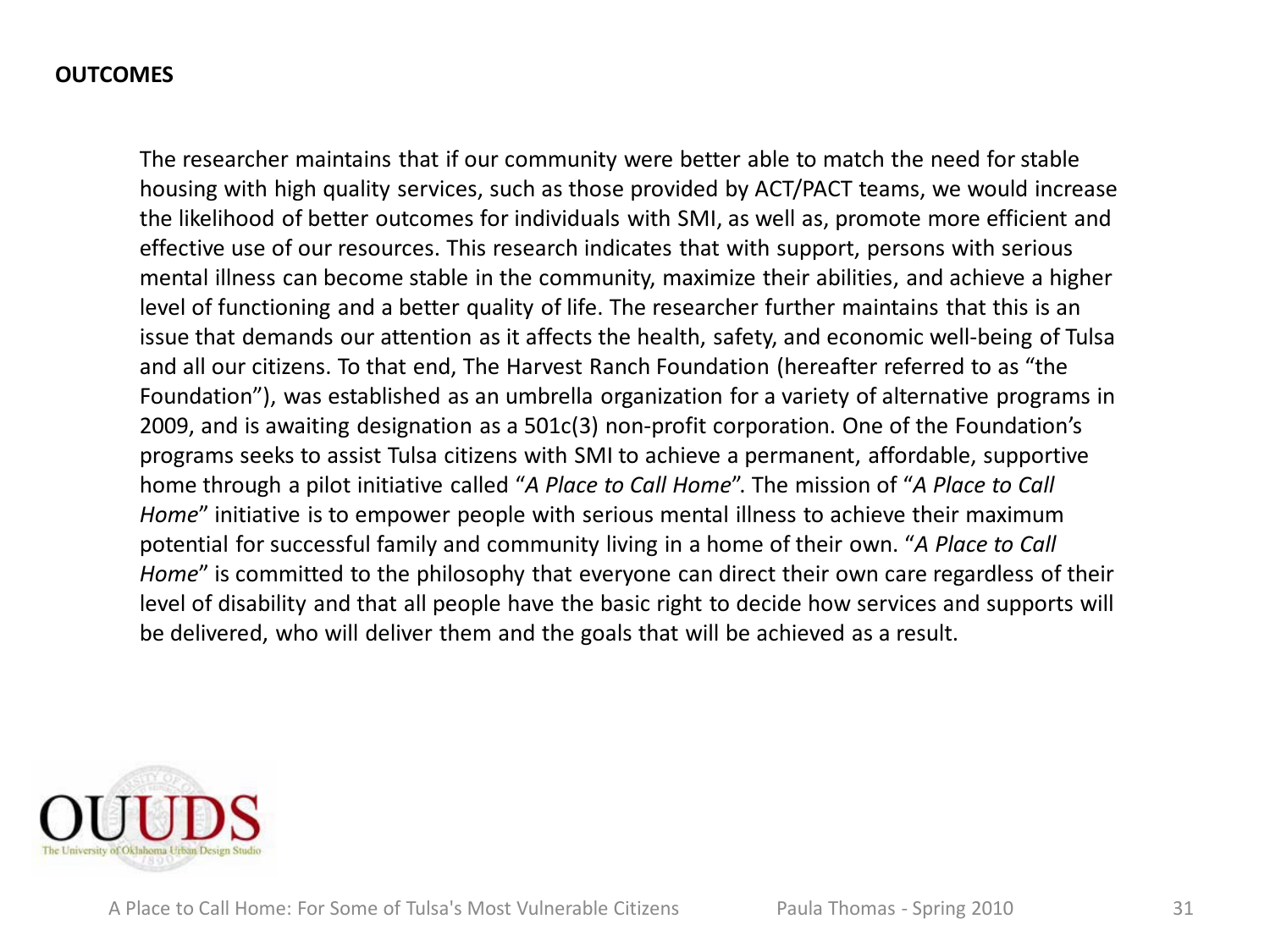**OUTCOMES**

The researcher maintains that if our community were better able to match the need for stable housing with high quality services, such as those provided by ACT/PACT teams, we would increase the likelihood of better outcomes for individuals with SMI, as well as, promote more efficient and effective use of our resources. This research indicates that with support, persons with serious mental illness can become stable in the community, maximize their abilities, and achieve a higher level of functioning and a better quality of life. The researcher further maintains that this is an issue that demands our attention as it affects the health, safety, and economic well-being of Tulsa and all our citizens. To that end, The Harvest Ranch Foundation (hereafter referred to as "the Foundation"), was established as an umbrella organization for a variety of alternative programs in 2009, and is awaiting designation as a 501c(3) non-profit corporation. One of the Foundation's programs seeks to assist Tulsa citizens with SMI to achieve a permanent, affordable, supportive home through a pilot initiative called "*A Place to Call Home*". The mission of "*A Place to Call Home*" initiative is to empower people with serious mental illness to achieve their maximum potential for successful family and community living in a home of their own. "*A Place to Call Home*" is committed to the philosophy that everyone can direct their own care regardless of their level of disability and that all people have the basic right to decide how services and supports will be delivered, who will deliver them and the goals that will be achieved as a result.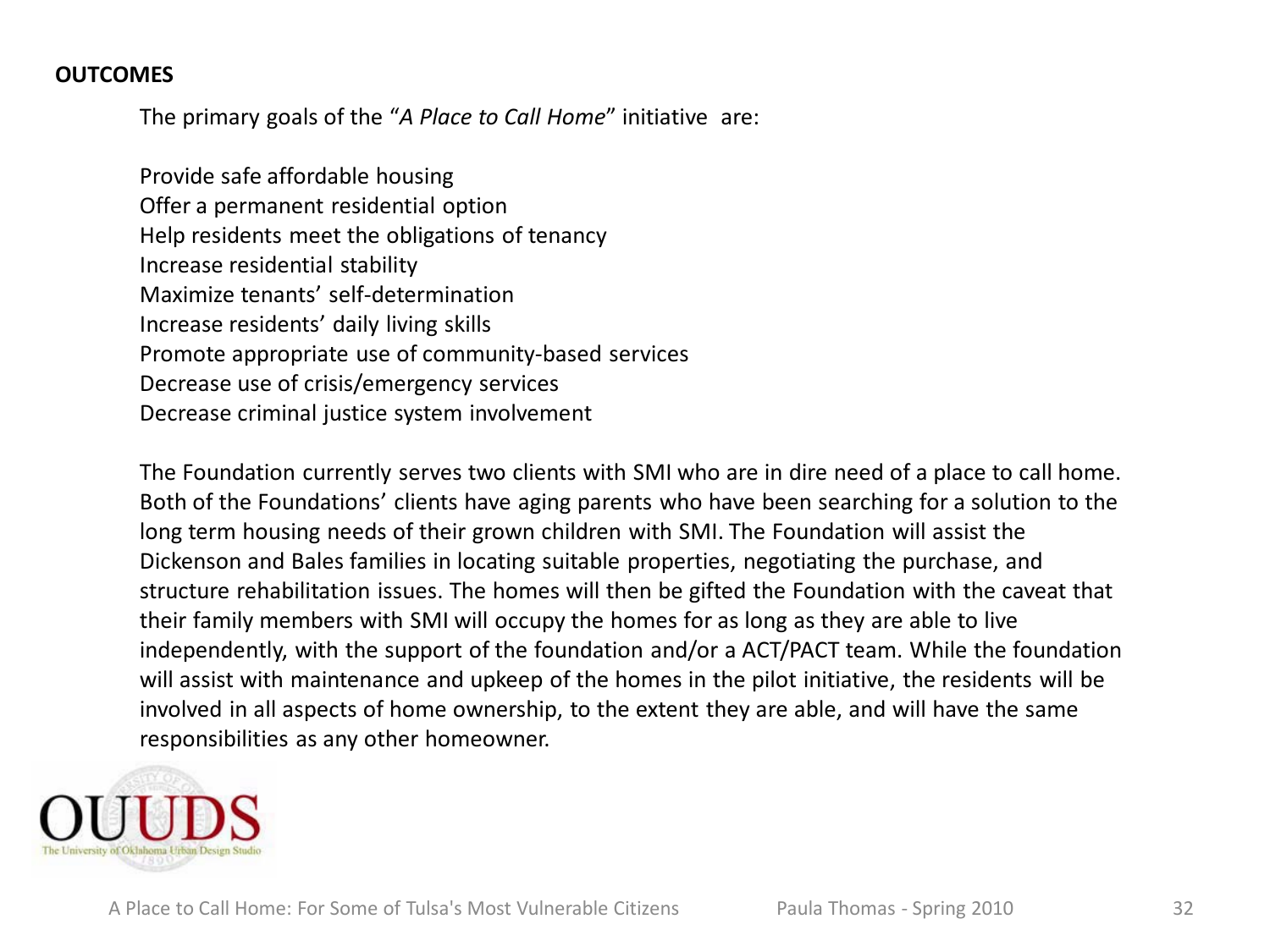**OUTCOMES**

The primary goals of the "*A Place to Call Home*" initiative are:

Provide safe affordable housing
Offer a permanent residential option
Help residents meet the obligations of tenancy
Increase residential stability
Maximize tenants' self-determination
Increase residents' daily living skills
Promote appropriate use of community-based services
Decrease use of crisis/emergency services
Decrease criminal justice system involvement

The Foundation currently serves two clients with SMI who are in dire need of a place to call home. Both of the Foundations' clients have aging parents who have been searching for a solution to the long term housing needs of their grown children with SMI. The Foundation will assist the Dickenson and Bales families in locating suitable properties, negotiating the purchase, and structure rehabilitation issues. The homes will then be gifted the Foundation with the caveat that their family members with SMI will occupy the homes for as long as they are able to live independently, with the support of the foundation and/or a ACT/PACT team. While the foundation will assist with maintenance and upkeep of the homes in the pilot initiative, the residents will be involved in all aspects of home ownership, to the extent they are able, and will have the same responsibilities as any other homeowner.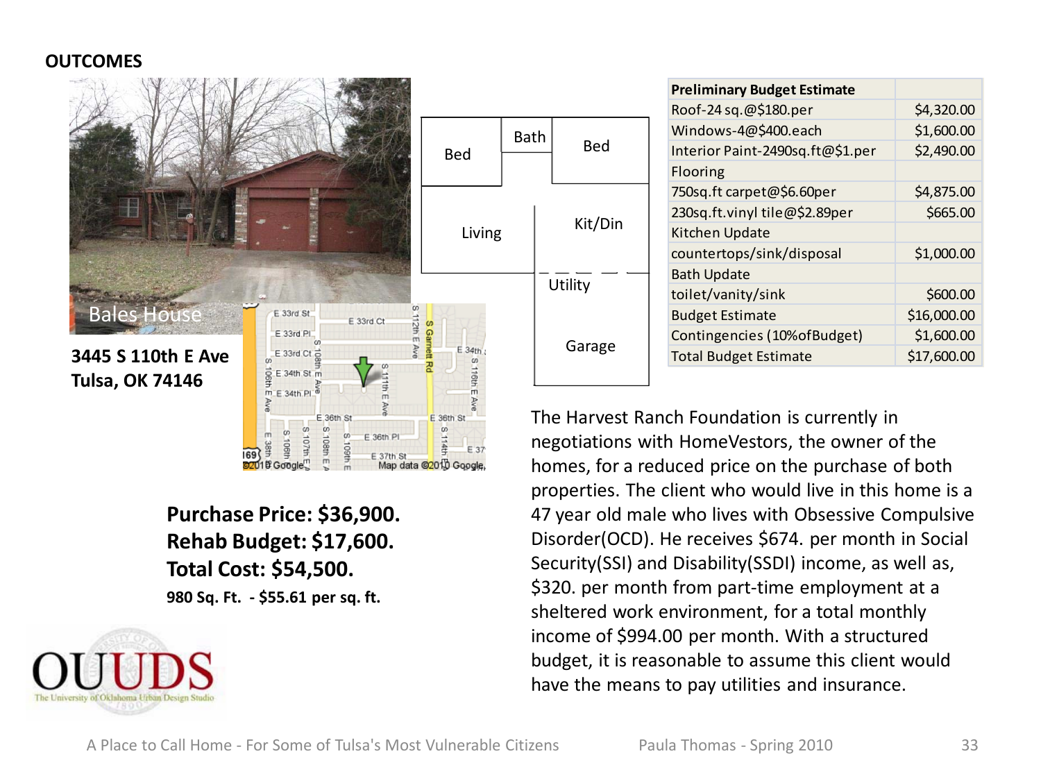## OUTCOMES

Bales House

**3445 S 110th E Ave**
**Tulsa, OK 74146**

**Purchase Price: $36,900.**
**Rehab Budget: $17,600.**
**Total Cost: $54,500.**
**980 Sq. Ft. - $55.61 per sq. ft.**

| Preliminary Budget Estimate | |
|---|---|
| Roof-24 sq.@$180.per | $4,320.00 |
| Windows-4@$400.each | $1,600.00 |
| Interior Paint-2490sq.ft@$1.per | $2,490.00 |
| Flooring | |
| 750sq.ft carpet@$6.60per | $4,875.00 |
| 230sq.ft.vinyl tile@$2.89per | $665.00 |
| Kitchen Update | |
| countertops/sink/disposal | $1,000.00 |
| Bath Update | |
| toilet/vanity/sink | $600.00 |
| Budget Estimate | $16,000.00 |
| Contingencies (10%ofBudget) | $1,600.00 |
| Total Budget Estimate | $17,600.00 |

The Harvest Ranch Foundation is currently in negotiations with HomeVestors, the owner of the homes, for a reduced price on the purchase of both properties. The client who would live in this home is a 47 year old male who lives with Obsessive Compulsive Disorder(OCD). He receives $674. per month in Social Security(SSI) and Disability(SSDI) income, as well as, $320. per month from part-time employment at a sheltered work environment, for a total monthly income of $994.00 per month. With a structured budget, it is reasonable to assume this client would have the means to pay utilities and insurance.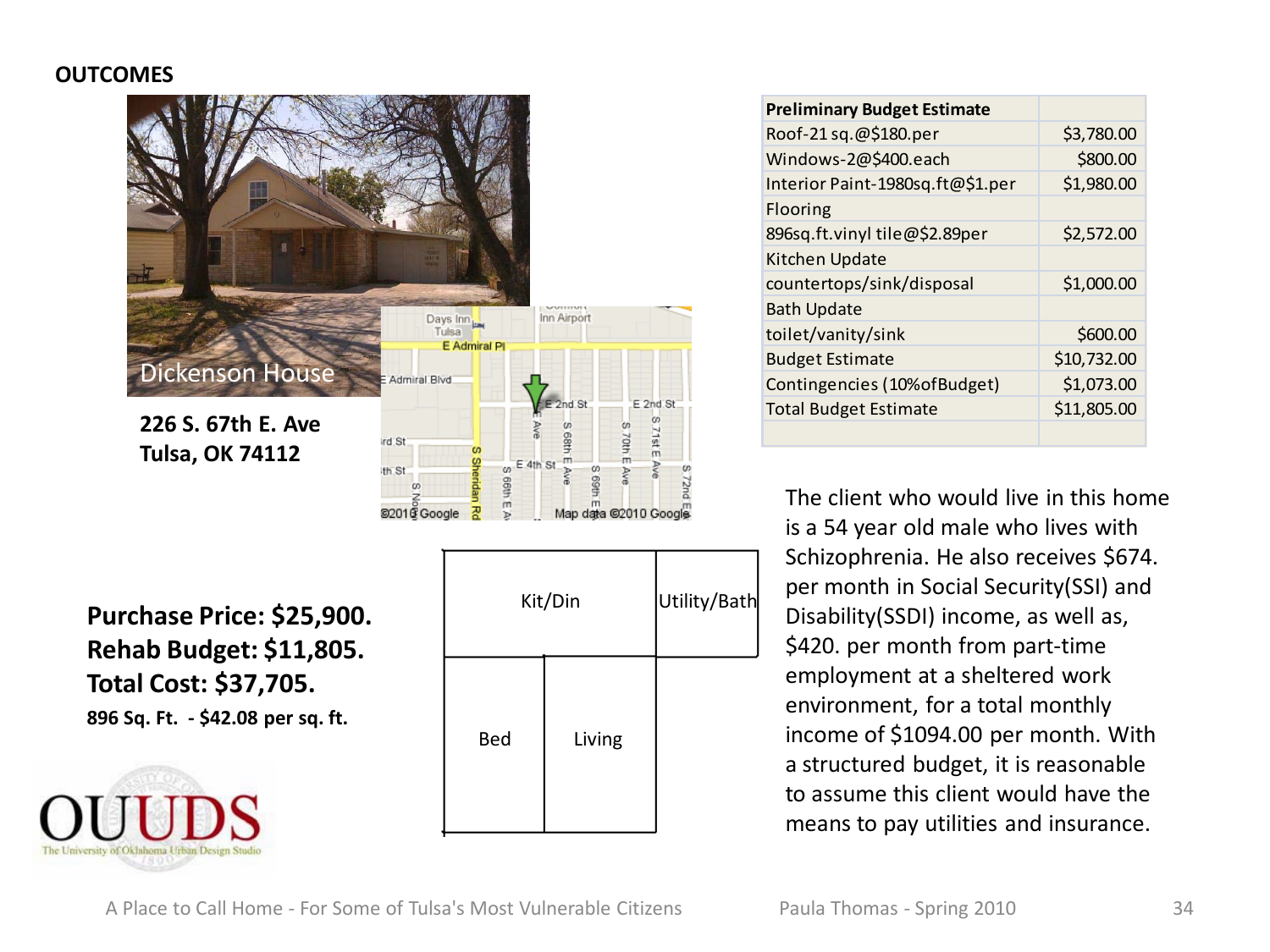**OUTCOMES**

Dickenson House

**226 S. 67th E. Ave**
**Tulsa, OK 74112**

**Purchase Price: $25,900.**
**Rehab Budget: $11,805.**
**Total Cost: $37,705.**
**896 Sq. Ft. - $42.08 per sq. ft.**

| Preliminary Budget Estimate | |
|---|---|
| Roof-21 sq.@$180.per | $3,780.00 |
| Windows-2@$400.each | $800.00 |
| Interior Paint-1980sq.ft@$1.per | $1,980.00 |
| Flooring | |
| 896sq.ft.vinyl tile@$2.89per | $2,572.00 |
| Kitchen Update | |
| countertops/sink/disposal | $1,000.00 |
| Bath Update | |
| toilet/vanity/sink | $600.00 |
| Budget Estimate | $10,732.00 |
| Contingencies (10%ofBudget) | $1,073.00 |
| Total Budget Estimate | $11,805.00 |

Kit/Din | Utility/Bath | Bed | Living

The client who would live in this home is a 54 year old male who lives with Schizophrenia. He also receives $674. per month in Social Security(SSI) and Disability(SSDI) income, as well as, $420. per month from part-time employment at a sheltered work environment, for a total monthly income of $1094.00 per month. With a structured budget, it is reasonable to assume this client would have the means to pay utilities and insurance.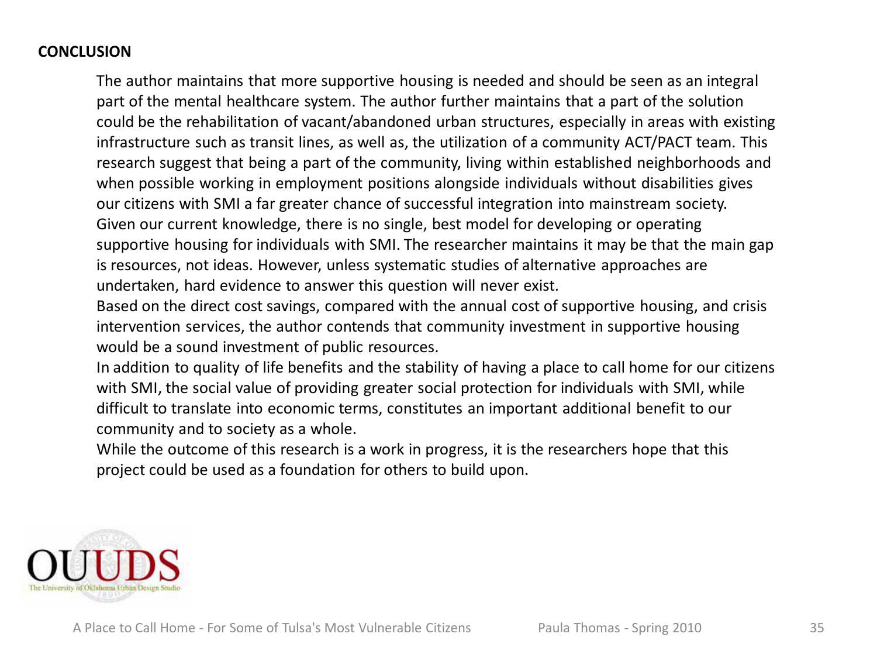## CONCLUSION

The author maintains that more supportive housing is needed and should be seen as an integral part of the mental healthcare system. The author further maintains that a part of the solution could be the rehabilitation of vacant/abandoned urban structures, especially in areas with existing infrastructure such as transit lines, as well as, the utilization of a community ACT/PACT team. This research suggest that being a part of the community, living within established neighborhoods and when possible working in employment positions alongside individuals without disabilities gives our citizens with SMI a far greater chance of successful integration into mainstream society. Given our current knowledge, there is no single, best model for developing or operating supportive housing for individuals with SMI. The researcher maintains it may be that the main gap is resources, not ideas. However, unless systematic studies of alternative approaches are undertaken, hard evidence to answer this question will never exist.

Based on the direct cost savings, compared with the annual cost of supportive housing, and crisis intervention services, the author contends that community investment in supportive housing would be a sound investment of public resources.

In addition to quality of life benefits and the stability of having a place to call home for our citizens with SMI, the social value of providing greater social protection for individuals with SMI, while difficult to translate into economic terms, constitutes an important additional benefit to our community and to society as a whole.

While the outcome of this research is a work in progress, it is the researchers hope that this project could be used as a foundation for others to build upon.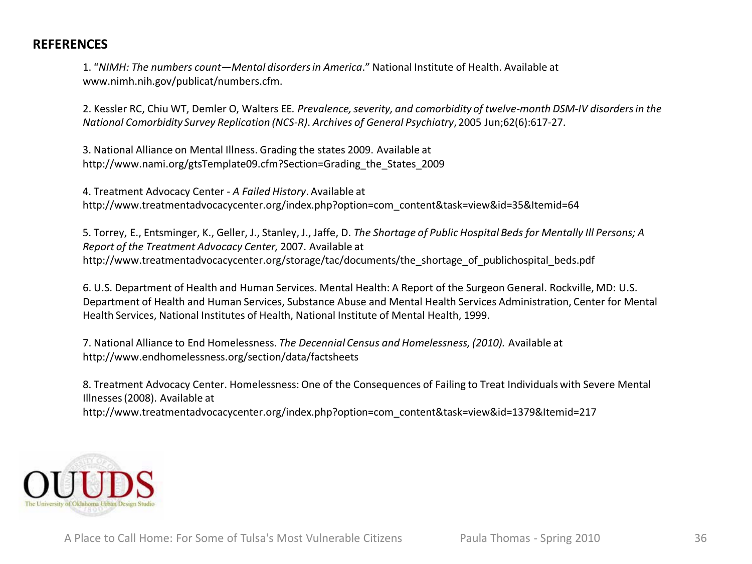## REFERENCES

1. “*NIMH: The numbers count—Mental disorders in America*.” National Institute of Health. Available at www.nimh.nih.gov/publicat/numbers.cfm.

2. Kessler RC, Chiu WT, Demler O, Walters EE. *Prevalence, severity, and comorbidity of twelve-month DSM-IV disorders in the National Comorbidity Survey Replication (NCS-R)*. *Archives of General Psychiatry*, 2005 Jun;62(6):617-27.

3. National Alliance on Mental Illness. Grading the states 2009. Available at http://www.nami.org/gtsTemplate09.cfm?Section=Grading_the_States_2009

4. Treatment Advocacy Center - *A Failed History*. Available at http://www.treatmentadvocacycenter.org/index.php?option=com_content&task=view&id=35&Itemid=64

5. Torrey, E., Entsminger, K., Geller, J., Stanley, J., Jaffe, D. *The Shortage of Public Hospital Beds for Mentally Ill Persons; A Report of the Treatment Advocacy Center,* 2007. Available at http://www.treatmentadvocacycenter.org/storage/tac/documents/the_shortage_of_publichospital_beds.pdf

6. U.S. Department of Health and Human Services. Mental Health: A Report of the Surgeon General. Rockville, MD: U.S. Department of Health and Human Services, Substance Abuse and Mental Health Services Administration, Center for Mental Health Services, National Institutes of Health, National Institute of Mental Health, 1999.

7. National Alliance to End Homelessness. *The Decennial Census and Homelessness, (2010).* Available at http://www.endhomelessness.org/section/data/factsheets

8. Treatment Advocacy Center. Homelessness: One of the Consequences of Failing to Treat Individuals with Severe Mental Illnesses (2008). Available at http://www.treatmentadvocacycenter.org/index.php?option=com_content&task=view&id=1379&Itemid=217

OUUDS
The University of Oklahoma Urban Design Studio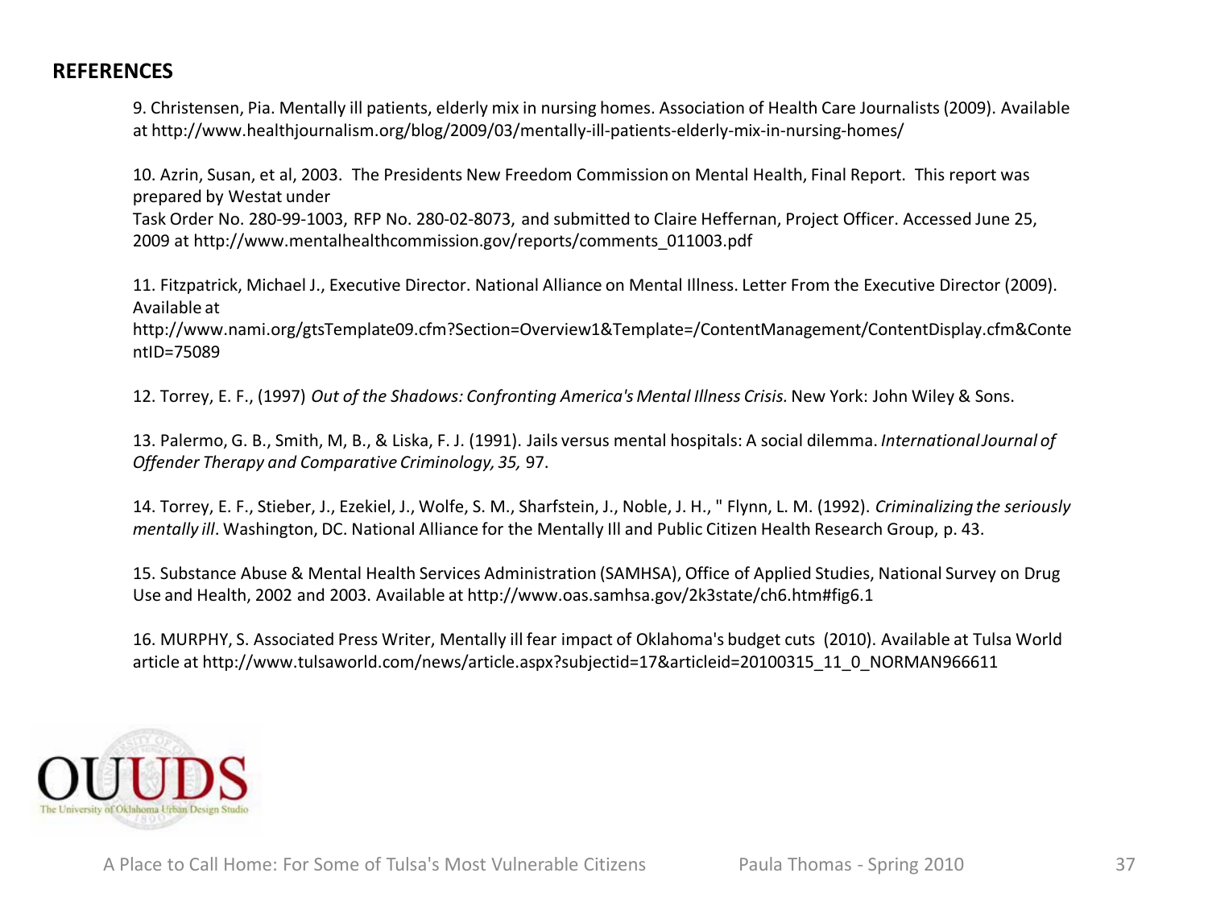**REFERENCES**

9. Christensen, Pia. Mentally ill patients, elderly mix in nursing homes. Association of Health Care Journalists (2009). Available at http://www.healthjournalism.org/blog/2009/03/mentally-ill-patients-elderly-mix-in-nursing-homes/

10. Azrin, Susan, et al, 2003. The Presidents New Freedom Commission on Mental Health, Final Report. This report was prepared by Westat under
Task Order No. 280-99-1003, RFP No. 280-02-8073, and submitted to Claire Heffernan, Project Officer. Accessed June 25, 2009 at http://www.mentalhealthcommission.gov/reports/comments_011003.pdf

11. Fitzpatrick, Michael J., Executive Director. National Alliance on Mental Illness. Letter From the Executive Director (2009). Available at
http://www.nami.org/gtsTemplate09.cfm?Section=Overview1&Template=/ContentManagement/ContentDisplay.cfm&ContentID=75089

12. Torrey, E. F., (1997) *Out of the Shadows: Confronting America's Mental Illness Crisis.* New York: John Wiley & Sons.

13. Palermo, G. B., Smith, M, B., & Liska, F. J. (1991). Jails versus mental hospitals: A social dilemma. *International Journal of Offender Therapy and Comparative Criminology, 35,* 97.

14. Torrey, E. F., Stieber, J., Ezekiel, J., Wolfe, S. M., Sharfstein, J., Noble, J. H., " Flynn, L. M. (1992). *Criminalizing the seriously mentally ill*. Washington, DC. National Alliance for the Mentally Ill and Public Citizen Health Research Group, p. 43.

15. Substance Abuse & Mental Health Services Administration (SAMHSA), Office of Applied Studies, National Survey on Drug Use and Health, 2002 and 2003. Available at http://www.oas.samhsa.gov/2k3state/ch6.htm#fig6.1

16. MURPHY, S. Associated Press Writer, Mentally ill fear impact of Oklahoma's budget cuts (2010). Available at Tulsa World article at http://www.tulsaworld.com/news/article.aspx?subjectid=17&articleid=20100315_11_0_NORMAN966611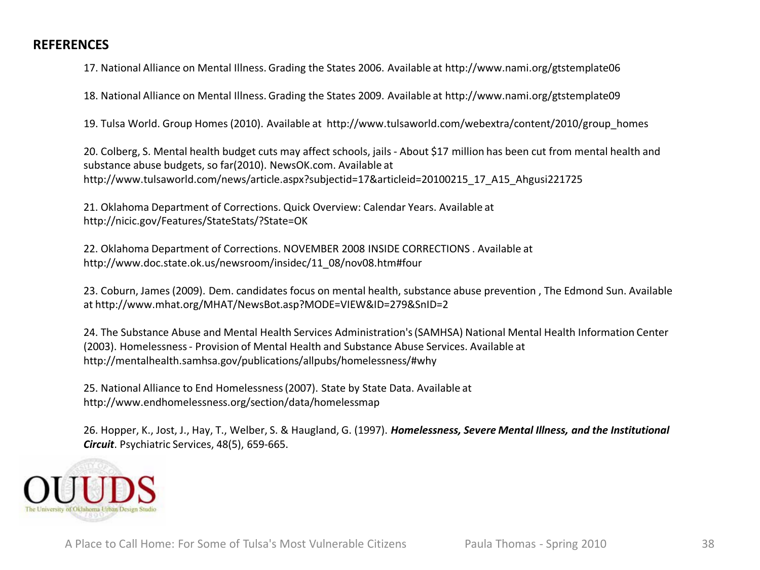## REFERENCES

17. National Alliance on Mental Illness. Grading the States 2006. Available at http://www.nami.org/gtstemplate06

18. National Alliance on Mental Illness. Grading the States 2009. Available at http://www.nami.org/gtstemplate09

19. Tulsa World. Group Homes (2010). Available at http://www.tulsaworld.com/webextra/content/2010/group_homes

20. Colberg, S. Mental health budget cuts may affect schools, jails - About $17 million has been cut from mental health and substance abuse budgets, so far(2010). NewsOK.com. Available at http://www.tulsaworld.com/news/article.aspx?subjectid=17&articleid=20100215_17_A15_Ahgusi221725

21. Oklahoma Department of Corrections. Quick Overview: Calendar Years. Available at http://nicic.gov/Features/StateStats/?State=OK

22. Oklahoma Department of Corrections. NOVEMBER 2008 INSIDE CORRECTIONS . Available at http://www.doc.state.ok.us/newsroom/insidec/11_08/nov08.htm#four

23. Coburn, James (2009). Dem. candidates focus on mental health, substance abuse prevention , The Edmond Sun. Available at http://www.mhat.org/MHAT/NewsBot.asp?MODE=VIEW&ID=279&SnID=2

24. The Substance Abuse and Mental Health Services Administration's (SAMHSA) National Mental Health Information Center (2003). Homelessness - Provision of Mental Health and Substance Abuse Services. Available at http://mentalhealth.samhsa.gov/publications/allpubs/homelessness/#why

25. National Alliance to End Homelessness (2007). State by State Data. Available at http://www.endhomelessness.org/section/data/homelessmap

26. Hopper, K., Jost, J., Hay, T., Welber, S. & Haugland, G. (1997). ***Homelessness, Severe Mental Illness, and the Institutional Circuit***. Psychiatric Services, 48(5), 659-665.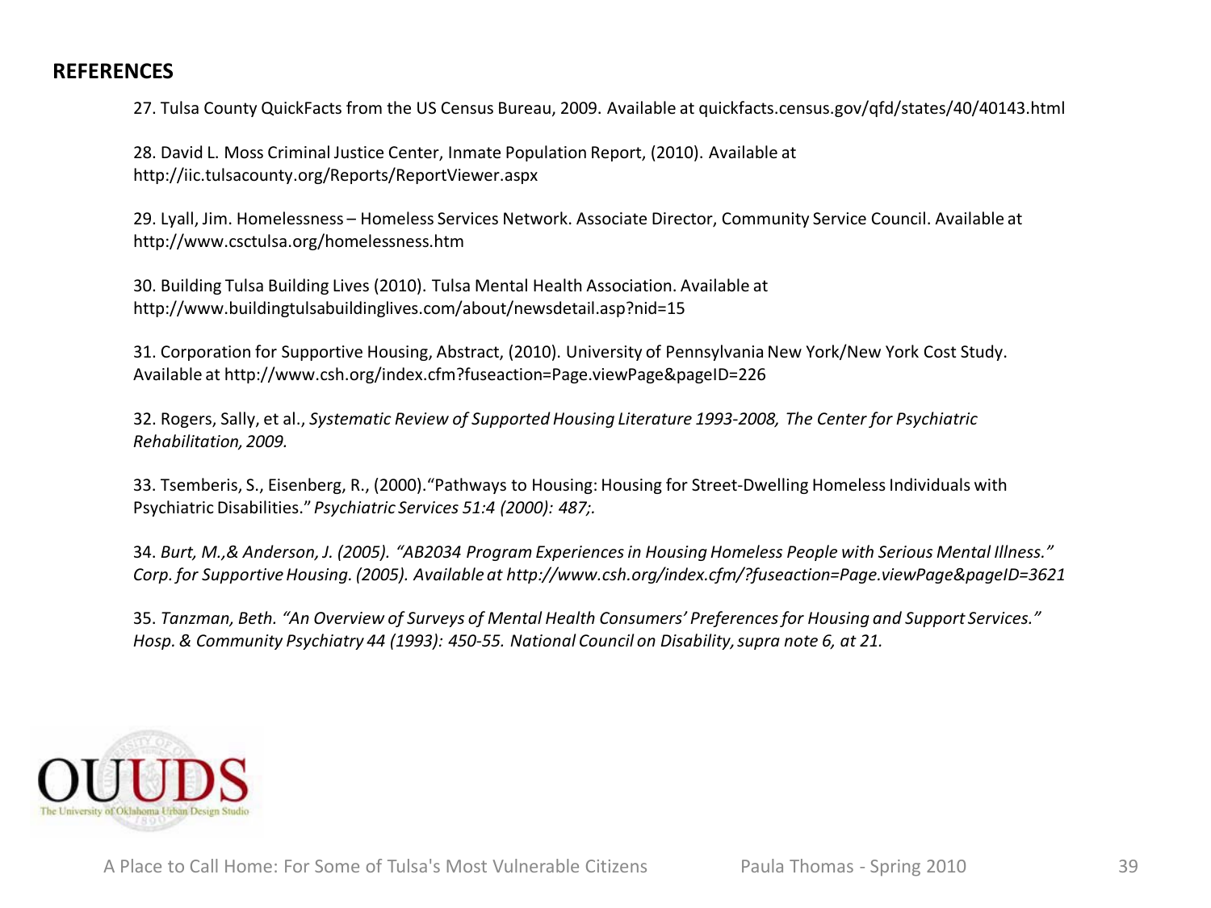## REFERENCES

27. Tulsa County QuickFacts from the US Census Bureau, 2009. Available at quickfacts.census.gov/qfd/states/40/40143.html

28. David L. Moss Criminal Justice Center, Inmate Population Report, (2010). Available at http://iic.tulsacounty.org/Reports/ReportViewer.aspx

29. Lyall, Jim. Homelessness – Homeless Services Network. Associate Director, Community Service Council. Available at http://www.csctulsa.org/homelessness.htm

30. Building Tulsa Building Lives (2010). Tulsa Mental Health Association. Available at http://www.buildingtulsabuildinglives.com/about/newsdetail.asp?nid=15

31. Corporation for Supportive Housing, Abstract, (2010). University of Pennsylvania New York/New York Cost Study. Available at http://www.csh.org/index.cfm?fuseaction=Page.viewPage&pageID=226

32. Rogers, Sally, et al., *Systematic Review of Supported Housing Literature 1993-2008, The Center for Psychiatric Rehabilitation, 2009.*

33. Tsemberis, S., Eisenberg, R., (2000).“Pathways to Housing: Housing for Street-Dwelling Homeless Individuals with Psychiatric Disabilities.” *Psychiatric Services 51:4 (2000): 487;.*

34. *Burt, M.,& Anderson, J. (2005). “AB2034 Program Experiences in Housing Homeless People with Serious Mental Illness.” Corp. for Supportive Housing. (2005). Available at http://www.csh.org/index.cfm/?fuseaction=Page.viewPage&pageID=3621*

35. *Tanzman, Beth. “An Overview of Surveys of Mental Health Consumers’ Preferences for Housing and Support Services.” Hosp. & Community Psychiatry 44 (1993): 450-55. National Council on Disability, supra note 6, at 21.*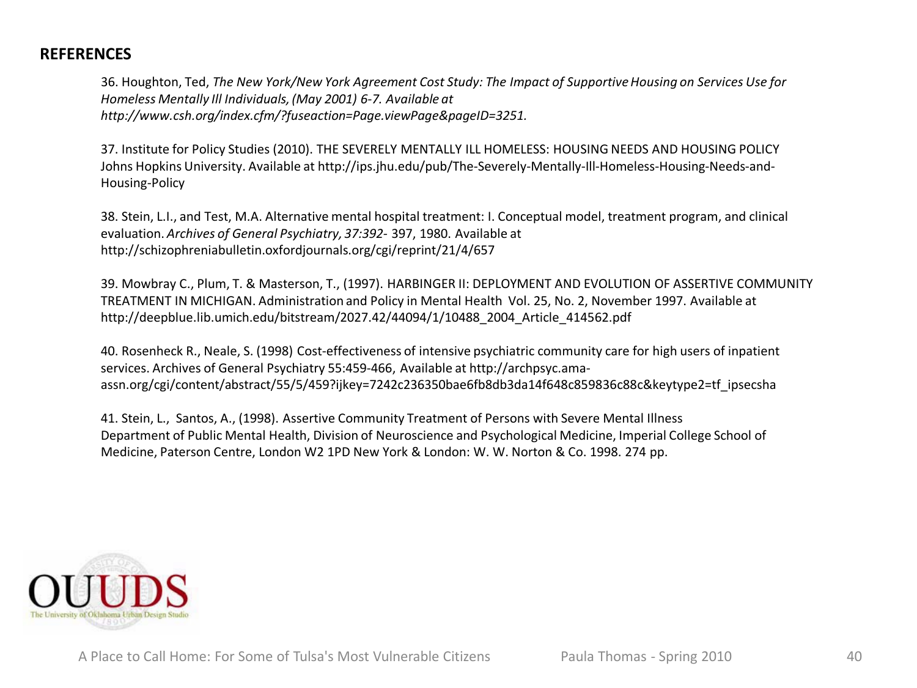## REFERENCES

36. Houghton, Ted, *The New York/New York Agreement Cost Study: The Impact of Supportive Housing on Services Use for Homeless Mentally Ill Individuals, (May 2001) 6-7. Available at http://www.csh.org/index.cfm/?fuseaction=Page.viewPage&pageID=3251.*

37. Institute for Policy Studies (2010). THE SEVERELY MENTALLY ILL HOMELESS: HOUSING NEEDS AND HOUSING POLICY Johns Hopkins University. Available at http://ips.jhu.edu/pub/The-Severely-Mentally-Ill-Homeless-Housing-Needs-and-Housing-Policy

38. Stein, L.I., and Test, M.A. Alternative mental hospital treatment: I. Conceptual model, treatment program, and clinical evaluation. *Archives of General Psychiatry, 37:392*- 397, 1980. Available at http://schizophreniabulletin.oxfordjournals.org/cgi/reprint/21/4/657

39. Mowbray C., Plum, T. & Masterson, T., (1997). HARBINGER II: DEPLOYMENT AND EVOLUTION OF ASSERTIVE COMMUNITY TREATMENT IN MICHIGAN. Administration and Policy in Mental Health Vol. 25, No. 2, November 1997. Available at http://deepblue.lib.umich.edu/bitstream/2027.42/44094/1/10488_2004_Article_414562.pdf

40. Rosenheck R., Neale, S. (1998) Cost-effectiveness of intensive psychiatric community care for high users of inpatient services. Archives of General Psychiatry 55:459-466, Available at http://archpsyc.ama-assn.org/cgi/content/abstract/55/5/459?ijkey=7242c236350bae6fb8db3da14f648c859836c88c&keytype2=tf_ipsecsha

41. Stein, L., Santos, A., (1998). Assertive Community Treatment of Persons with Severe Mental Illness Department of Public Mental Health, Division of Neuroscience and Psychological Medicine, Imperial College School of Medicine, Paterson Centre, London W2 1PD New York & London: W. W. Norton & Co. 1998. 274 pp.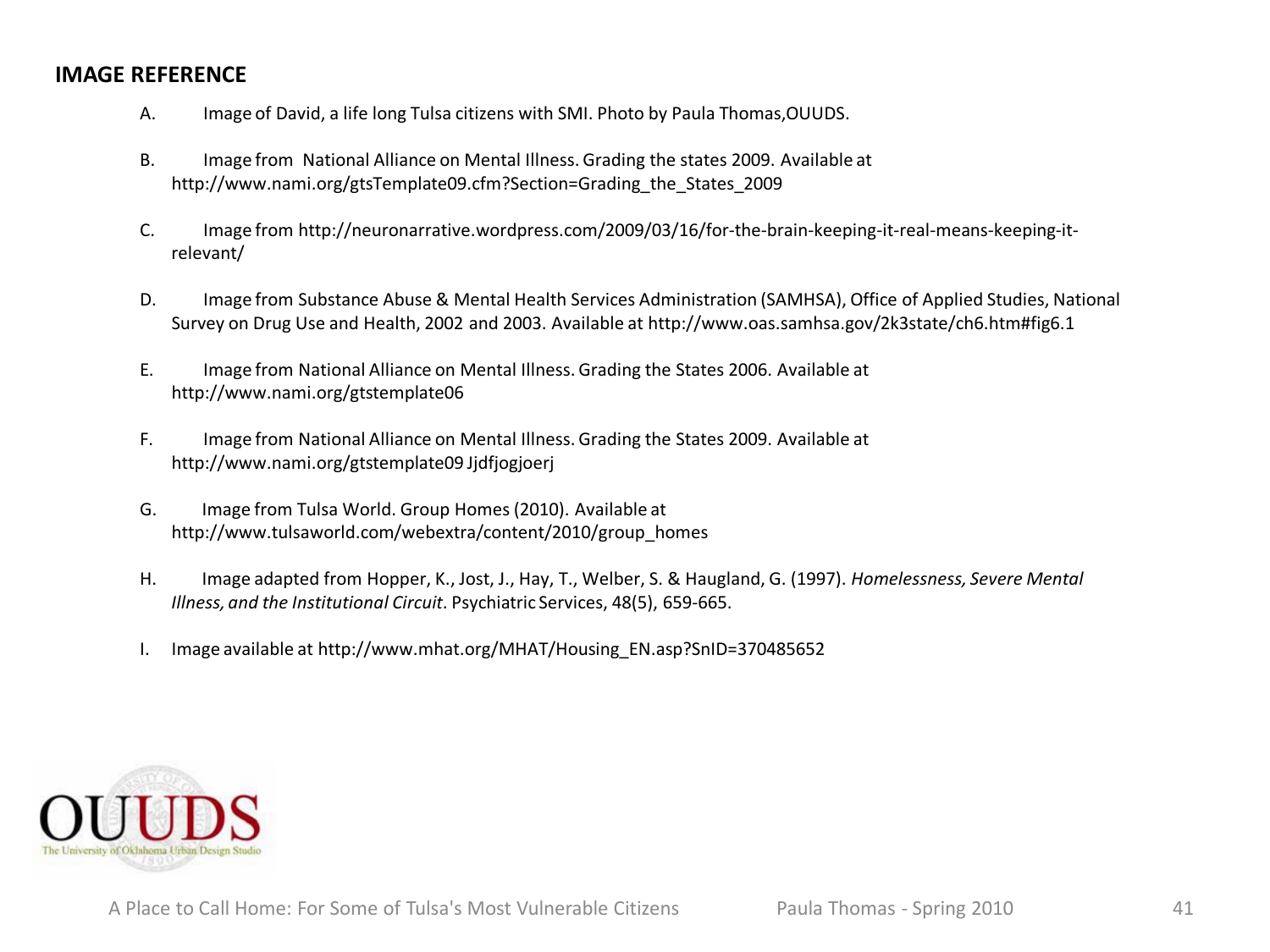## IMAGE REFERENCE

A. Image of David, a life long Tulsa citizens with SMI. Photo by Paula Thomas,OUUDS.

B. Image from National Alliance on Mental Illness. Grading the states 2009. Available at http://www.nami.org/gtsTemplate09.cfm?Section=Grading_the_States_2009

C. Image from http://neuronarrative.wordpress.com/2009/03/16/for-the-brain-keeping-it-real-means-keeping-it-relevant/

D. Image from Substance Abuse & Mental Health Services Administration (SAMHSA), Office of Applied Studies, National Survey on Drug Use and Health, 2002 and 2003. Available at http://www.oas.samhsa.gov/2k3state/ch6.htm#fig6.1

E. Image from National Alliance on Mental Illness. Grading the States 2006. Available at http://www.nami.org/gtstemplate06

F. Image from National Alliance on Mental Illness. Grading the States 2009. Available at http://www.nami.org/gtstemplate09 Jjdfjogjoerj

G. Image from Tulsa World. Group Homes (2010). Available at http://www.tulsaworld.com/webextra/content/2010/group_homes

H. Image adapted from Hopper, K., Jost, J., Hay, T., Welber, S. & Haugland, G. (1997). *Homelessness, Severe Mental Illness, and the Institutional Circuit*. Psychiatric Services, 48(5), 659-665.

I. Image available at http://www.mhat.org/MHAT/Housing_EN.asp?SnID=370485652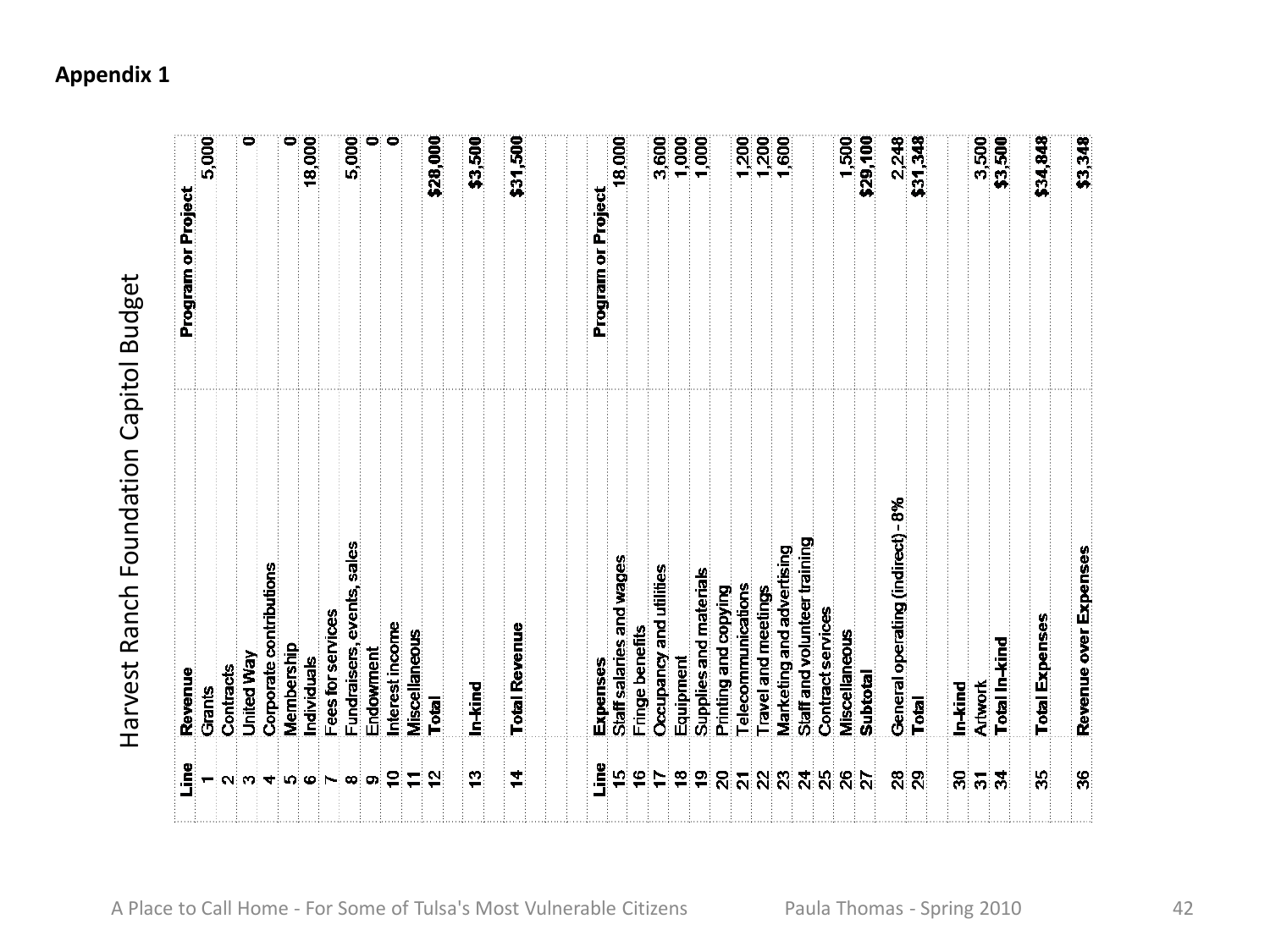**Appendix 1**

## Harvest Ranch Foundation Capitol Budget

| Line | Revenue | Program or Project |
|---|---|---|
| 1 | Grants | 5,000 |
| 2 | Contracts | |
| 3 | United Way | 0 |
| 4 | Corporate contributions | |
| 5 | Membership | 0 |
| 6 | Individuals | 18,000 |
| 7 | Fees for services | |
| 8 | Fundraisers, events, sales | 5,000 |
| 9 | Endowment | 0 |
| 10 | Interest income | 0 |
| 11 | Miscellaneous | |
| 12 | Total | $28,000 |
| 13 | In-kind | $3,500 |
| 14 | Total Revenue | $31,500 |

| Line | Expenses | Program or Project |
|---|---|---|
| 15 | Staff salaries and wages | 18,000 |
| 16 | Fringe benefits | |
| 17 | Occupancy and utilities | 3,600 |
| 18 | Equipment | 1,000 |
| 19 | Supplies and materials | 1,000 |
| 20 | Printing and copying | |
| 21 | Telecommunications | 1,200 |
| 22 | Travel and meetings | 1,200 |
| 23 | Marketing and advertising | 1,600 |
| 24 | Staff and volunteer training | |
| 25 | Contract services | |
| 26 | Miscellaneous | 1,500 |
| 27 | Subtotal | $29,100 |
| 28 | General operating (indirect) - 8% | 2,248 |
| 29 | Total | $31,348 |
| 30 | In-kind | |
| 31 | Artwork | 3,500 |
| 34 | Total In-kind | $3,500 |
| 35 | Total Expenses | $34,848 |
| 36 | Revenue over Expenses | $3,348 |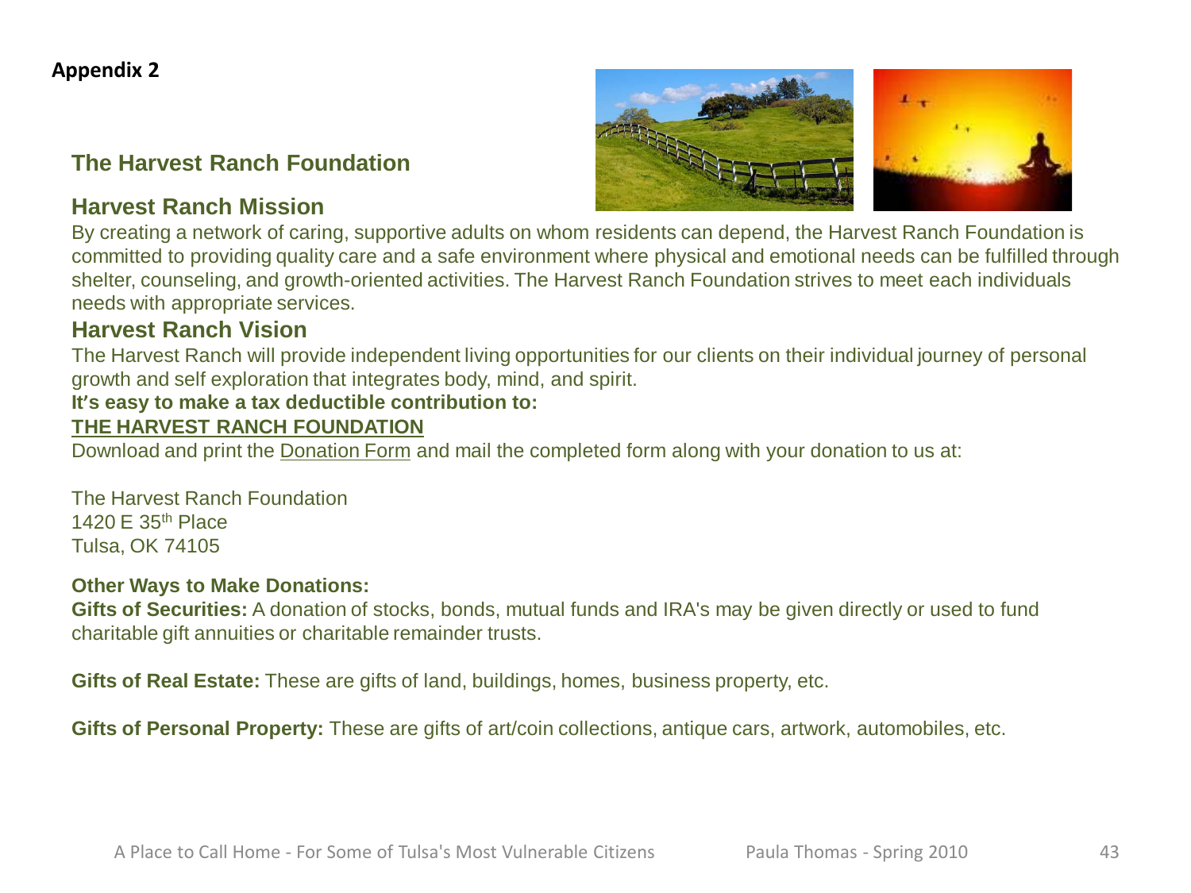**Appendix 2**

## The Harvest Ranch Foundation

### Harvest Ranch Mission

By creating a network of caring, supportive adults on whom residents can depend, the Harvest Ranch Foundation is committed to providing quality care and a safe environment where physical and emotional needs can be fulfilled through shelter, counseling, and growth-oriented activities. The Harvest Ranch Foundation strives to meet each individuals needs with appropriate services.

### Harvest Ranch Vision

The Harvest Ranch will provide independent living opportunities for our clients on their individual journey of personal growth and self exploration that integrates body, mind, and spirit.

**It's easy to make a tax deductible contribution to:**

**THE HARVEST RANCH FOUNDATION**

Download and print the Donation Form and mail the completed form along with your donation to us at:

The Harvest Ranch Foundation
1420 E 35th Place
Tulsa, OK 74105

**Other Ways to Make Donations:**

**Gifts of Securities:** A donation of stocks, bonds, mutual funds and IRA's may be given directly or used to fund charitable gift annuities or charitable remainder trusts.

**Gifts of Real Estate:** These are gifts of land, buildings, homes, business property, etc.

**Gifts of Personal Property:** These are gifts of art/coin collections, antique cars, artwork, automobiles, etc.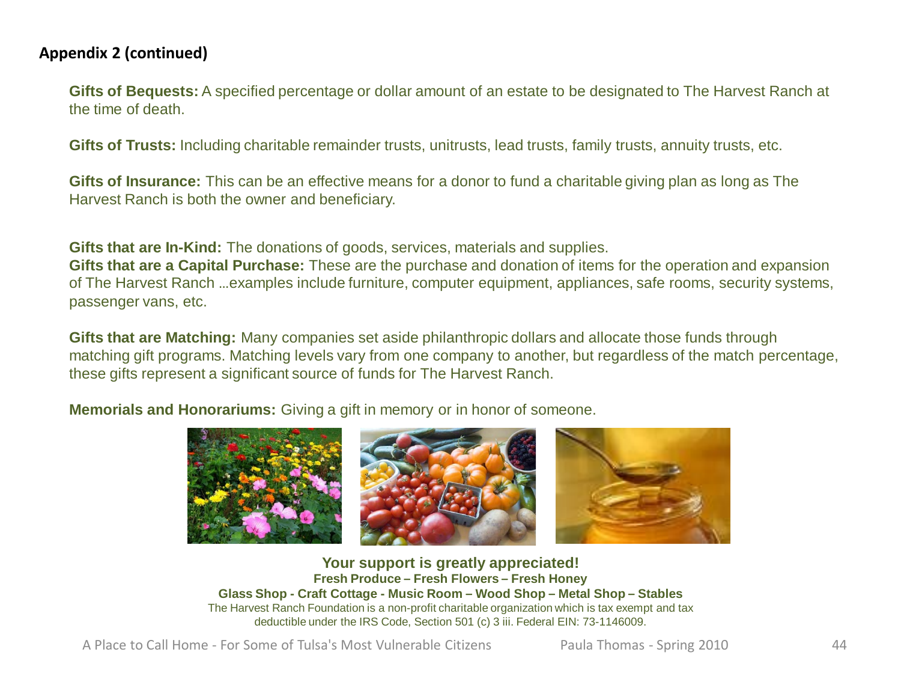**Appendix 2 (continued)**

**Gifts of Bequests:** A specified percentage or dollar amount of an estate to be designated to The Harvest Ranch at the time of death.

**Gifts of Trusts:** Including charitable remainder trusts, unitrusts, lead trusts, family trusts, annuity trusts, etc.

**Gifts of Insurance:** This can be an effective means for a donor to fund a charitable giving plan as long as The Harvest Ranch is both the owner and beneficiary.

**Gifts that are In-Kind:** The donations of goods, services, materials and supplies.
**Gifts that are a Capital Purchase:** These are the purchase and donation of items for the operation and expansion of The Harvest Ranch …examples include furniture, computer equipment, appliances, safe rooms, security systems, passenger vans, etc.

**Gifts that are Matching:** Many companies set aside philanthropic dollars and allocate those funds through matching gift programs. Matching levels vary from one company to another, but regardless of the match percentage, these gifts represent a significant source of funds for The Harvest Ranch.

**Memorials and Honorariums:** Giving a gift in memory or in honor of someone.

**Your support is greatly appreciated!**
**Fresh Produce – Fresh Flowers – Fresh Honey**
**Glass Shop - Craft Cottage - Music Room – Wood Shop – Metal Shop – Stables**
The Harvest Ranch Foundation is a non-profit charitable organization which is tax exempt and tax deductible under the IRS Code, Section 501 (c) 3 iii. Federal EIN: 73-1146009.